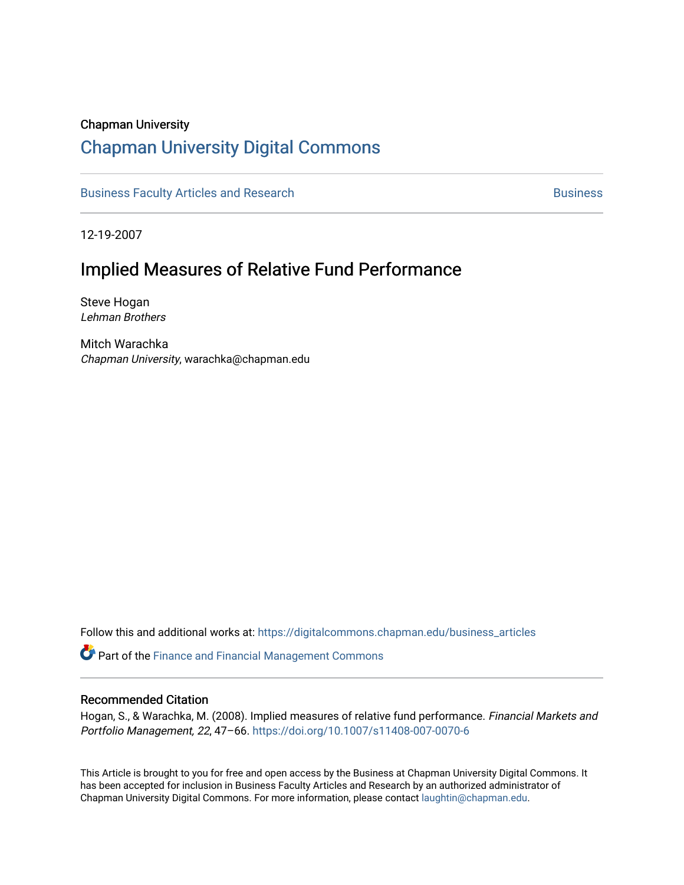Chapman University

## Chapman University Digital Commons

Business Faculty Articles and Research | Business

12-19-2007

# Implied Measures of Relative Fund Performance

Steve Hogan
*Lehman Brothers*

Mitch Warachka
*Chapman University*, warachka@chapman.edu

Follow this and additional works at: https://digitalcommons.chapman.edu/business_articles

Part of the Finance and Financial Management Commons

### Recommended Citation

Hogan, S., & Warachka, M. (2008). Implied measures of relative fund performance. *Financial Markets and Portfolio Management, 22*, 47–66. https://doi.org/10.1007/s11408-007-0070-6

This Article is brought to you for free and open access by the Business at Chapman University Digital Commons. It has been accepted for inclusion in Business Faculty Articles and Research by an authorized administrator of Chapman University Digital Commons. For more information, please contact laughtin@chapman.edu.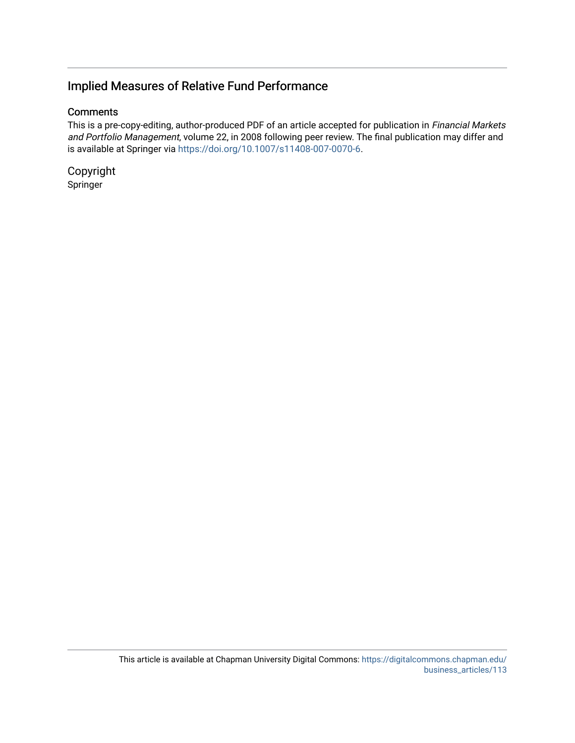## Implied Measures of Relative Fund Performance

### Comments

This is a pre-copy-editing, author-produced PDF of an article accepted for publication in *Financial Markets and Portfolio Management*, volume 22, in 2008 following peer review. The final publication may differ and is available at Springer via https://doi.org/10.1007/s11408-007-0070-6.

### Copyright

Springer

This article is available at Chapman University Digital Commons: https://digitalcommons.chapman.edu/business_articles/113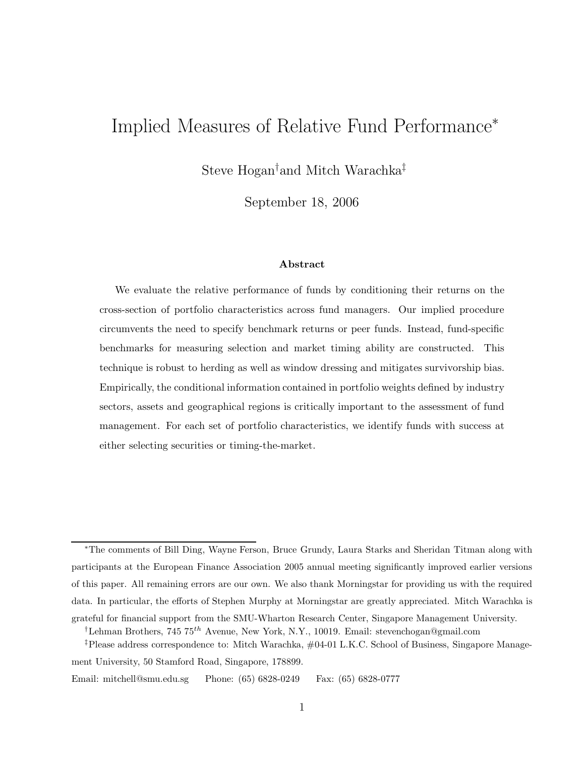# Implied Measures of Relative Fund Performance*

Steve Hogan[†] and Mitch Warachka[‡]

September 18, 2006

### Abstract

We evaluate the relative performance of funds by conditioning their returns on the cross-section of portfolio characteristics across fund managers. Our implied procedure circumvents the need to specify benchmark returns or peer funds. Instead, fund-specific benchmarks for measuring selection and market timing ability are constructed. This technique is robust to herding as well as window dressing and mitigates survivorship bias. Empirically, the conditional information contained in portfolio weights defined by industry sectors, assets and geographical regions is critically important to the assessment of fund management. For each set of portfolio characteristics, we identify funds with success at either selecting securities or timing-the-market.

---

*The comments of Bill Ding, Wayne Ferson, Bruce Grundy, Laura Starks and Sheridan Titman along with participants at the European Finance Association 2005 annual meeting significantly improved earlier versions of this paper. All remaining errors are our own. We also thank Morningstar for providing us with the required data. In particular, the efforts of Stephen Murphy at Morningstar are greatly appreciated. Mitch Warachka is grateful for financial support from the SMU-Wharton Research Center, Singapore Management University.

[†]Lehman Brothers, 745 $75^{th}$ Avenue, New York, N.Y., 10019. Email: stevenchogan@gmail.com

[‡]Please address correspondence to: Mitch Warachka, #04-01 L.K.C. School of Business, Singapore Management University, 50 Stamford Road, Singapore, 178899.

Email: mitchell@smu.edu.sg  Phone: (65) 6828-0249  Fax: (65) 6828-0777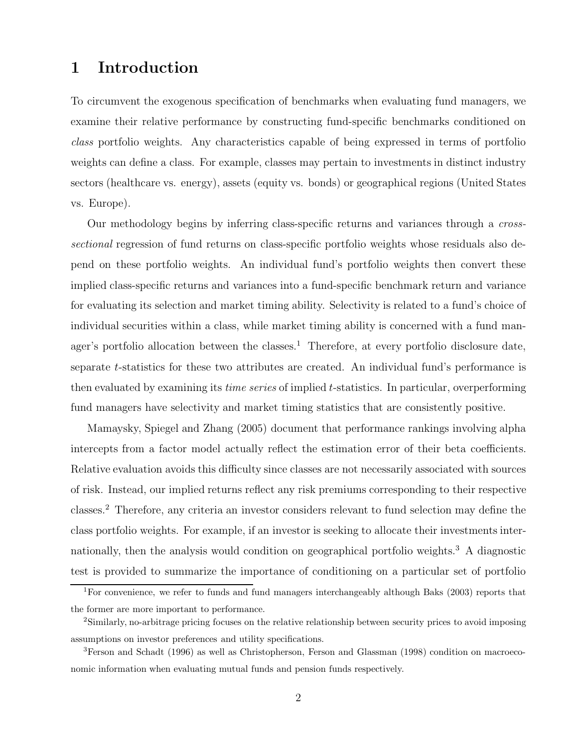# 1 Introduction

To circumvent the exogenous specification of benchmarks when evaluating fund managers, we examine their relative performance by constructing fund-specific benchmarks conditioned on *class* portfolio weights. Any characteristics capable of being expressed in terms of portfolio weights can define a class. For example, classes may pertain to investments in distinct industry sectors (healthcare vs. energy), assets (equity vs. bonds) or geographical regions (United States vs. Europe).

Our methodology begins by inferring class-specific returns and variances through a *cross-sectional* regression of fund returns on class-specific portfolio weights whose residuals also depend on these portfolio weights. An individual fund's portfolio weights then convert these implied class-specific returns and variances into a fund-specific benchmark return and variance for evaluating its selection and market timing ability. Selectivity is related to a fund's choice of individual securities within a class, while market timing ability is concerned with a fund manager's portfolio allocation between the classes.[1] Therefore, at every portfolio disclosure date, separate $t$-statistics for these two attributes are created. An individual fund's performance is then evaluated by examining its *time series* of implied $t$-statistics. In particular, overperforming fund managers have selectivity and market timing statistics that are consistently positive.

Mamaysky, Spiegel and Zhang (2005) document that performance rankings involving alpha intercepts from a factor model actually reflect the estimation error of their beta coefficients. Relative evaluation avoids this difficulty since classes are not necessarily associated with sources of risk. Instead, our implied returns reflect any risk premiums corresponding to their respective classes.[2] Therefore, any criteria an investor considers relevant to fund selection may define the class portfolio weights. For example, if an investor is seeking to allocate their investments internationally, then the analysis would condition on geographical portfolio weights.[3] A diagnostic test is provided to summarize the importance of conditioning on a particular set of portfolio

[1] For convenience, we refer to funds and fund managers interchangeably although Baks (2003) reports that the former are more important to performance.

[2] Similarly, no-arbitrage pricing focuses on the relative relationship between security prices to avoid imposing assumptions on investor preferences and utility specifications.

[3] Ferson and Schadt (1996) as well as Christopherson, Ferson and Glassman (1998) condition on macroeconomic information when evaluating mutual funds and pension funds respectively.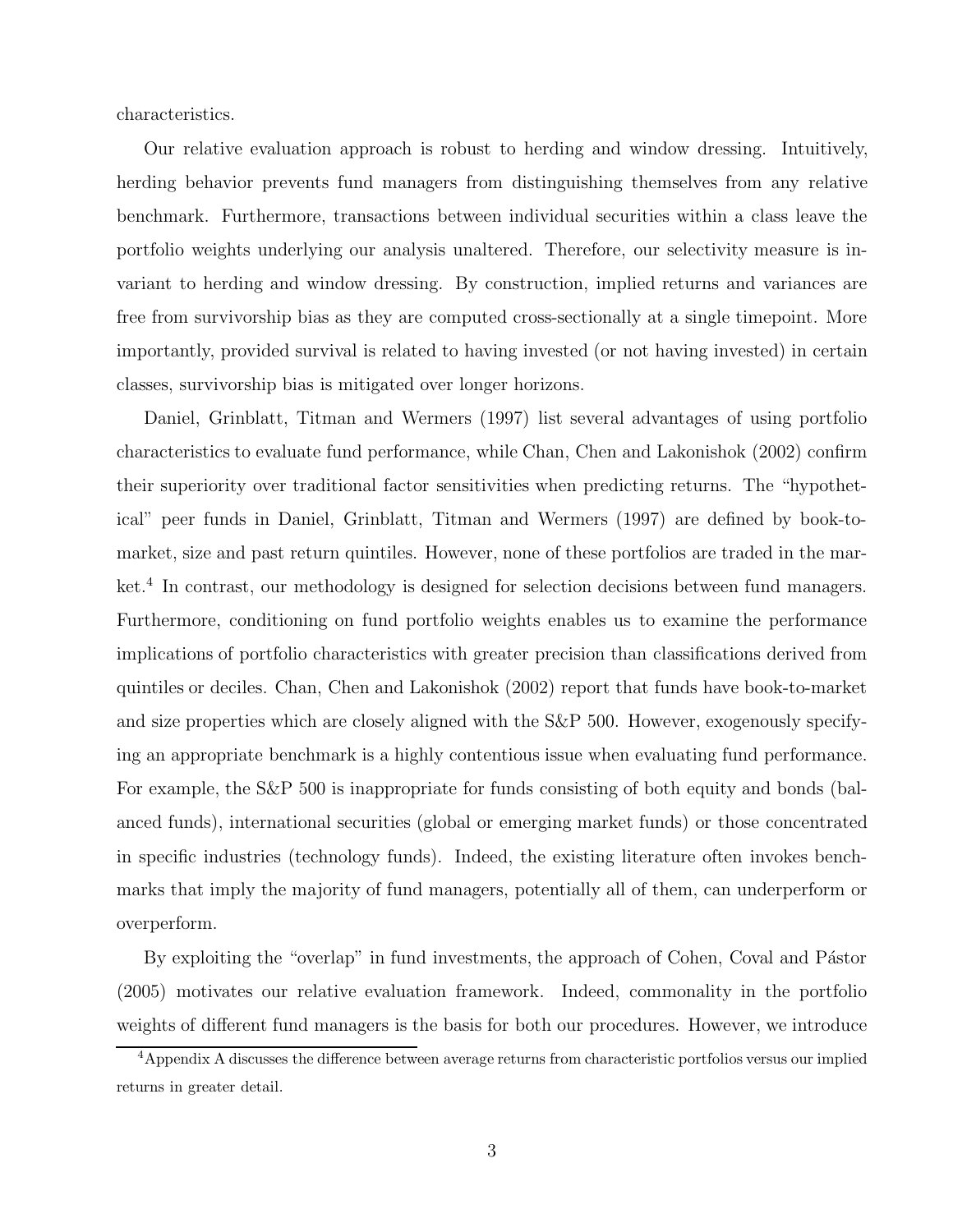characteristics.

Our relative evaluation approach is robust to herding and window dressing. Intuitively, herding behavior prevents fund managers from distinguishing themselves from any relative benchmark. Furthermore, transactions between individual securities within a class leave the portfolio weights underlying our analysis unaltered. Therefore, our selectivity measure is invariant to herding and window dressing. By construction, implied returns and variances are free from survivorship bias as they are computed cross-sectionally at a single timepoint. More importantly, provided survival is related to having invested (or not having invested) in certain classes, survivorship bias is mitigated over longer horizons.

Daniel, Grinblatt, Titman and Wermers (1997) list several advantages of using portfolio characteristics to evaluate fund performance, while Chan, Chen and Lakonishok (2002) confirm their superiority over traditional factor sensitivities when predicting returns. The "hypothetical" peer funds in Daniel, Grinblatt, Titman and Wermers (1997) are defined by book-to-market, size and past return quintiles. However, none of these portfolios are traded in the market.[4] In contrast, our methodology is designed for selection decisions between fund managers. Furthermore, conditioning on fund portfolio weights enables us to examine the performance implications of portfolio characteristics with greater precision than classifications derived from quintiles or deciles. Chan, Chen and Lakonishok (2002) report that funds have book-to-market and size properties which are closely aligned with the S&P 500. However, exogenously specifying an appropriate benchmark is a highly contentious issue when evaluating fund performance. For example, the S&P 500 is inappropriate for funds consisting of both equity and bonds (balanced funds), international securities (global or emerging market funds) or those concentrated in specific industries (technology funds). Indeed, the existing literature often invokes benchmarks that imply the majority of fund managers, potentially all of them, can underperform or overperform.

By exploiting the "overlap" in fund investments, the approach of Cohen, Coval and Pástor (2005) motivates our relative evaluation framework. Indeed, commonality in the portfolio weights of different fund managers is the basis for both our procedures. However, we introduce

[4] Appendix A discusses the difference between average returns from characteristic portfolios versus our implied returns in greater detail.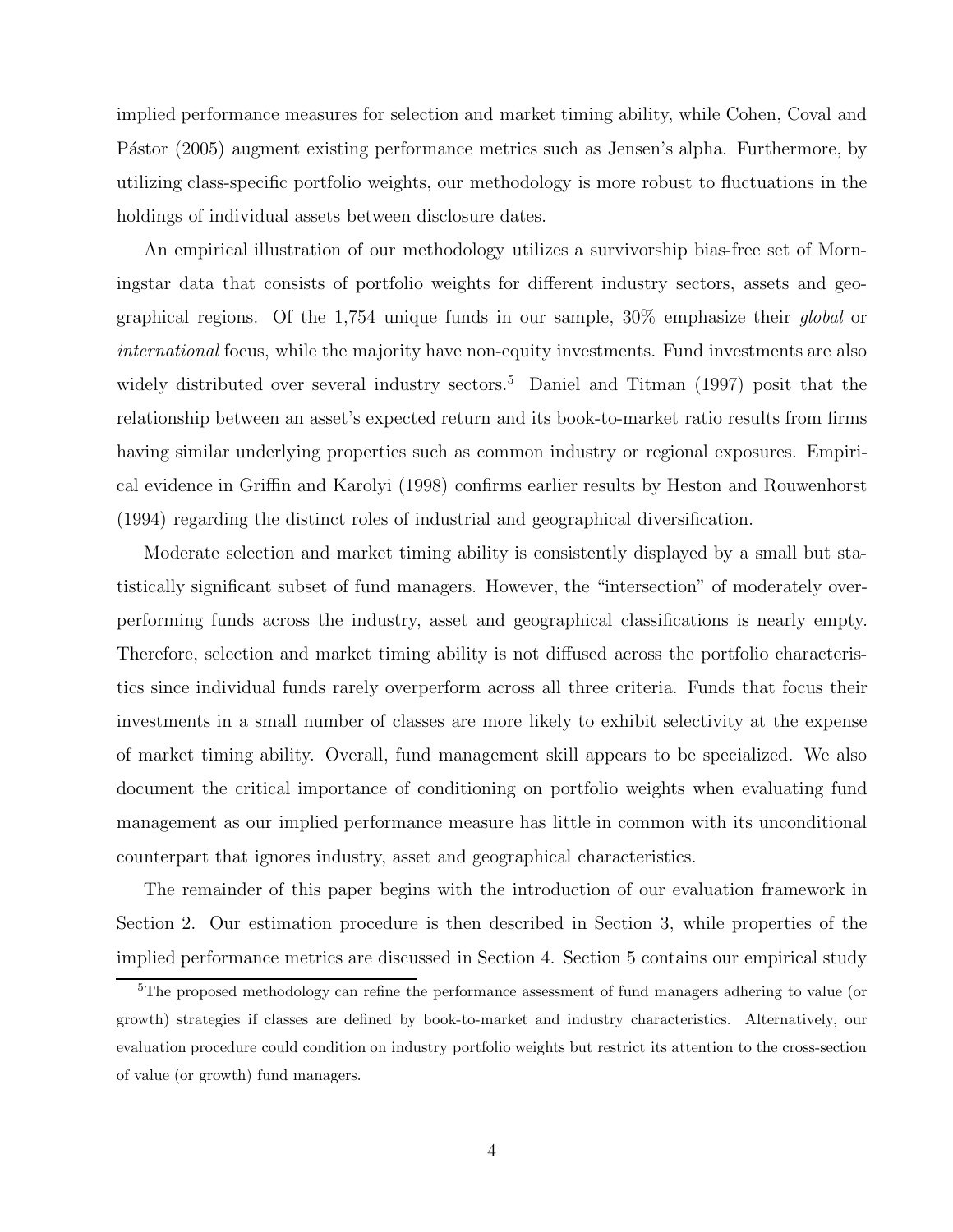implied performance measures for selection and market timing ability, while Cohen, Coval and Pástor (2005) augment existing performance metrics such as Jensen's alpha. Furthermore, by utilizing class-specific portfolio weights, our methodology is more robust to fluctuations in the holdings of individual assets between disclosure dates.

An empirical illustration of our methodology utilizes a survivorship bias-free set of Morningstar data that consists of portfolio weights for different industry sectors, assets and geographical regions. Of the 1,754 unique funds in our sample, 30% emphasize their *global* or *international* focus, while the majority have non-equity investments. Fund investments are also widely distributed over several industry sectors.[5] Daniel and Titman (1997) posit that the relationship between an asset's expected return and its book-to-market ratio results from firms having similar underlying properties such as common industry or regional exposures. Empirical evidence in Griffin and Karolyi (1998) confirms earlier results by Heston and Rouwenhorst (1994) regarding the distinct roles of industrial and geographical diversification.

Moderate selection and market timing ability is consistently displayed by a small but statistically significant subset of fund managers. However, the "intersection" of moderately overperforming funds across the industry, asset and geographical classifications is nearly empty. Therefore, selection and market timing ability is not diffused across the portfolio characteristics since individual funds rarely overperform across all three criteria. Funds that focus their investments in a small number of classes are more likely to exhibit selectivity at the expense of market timing ability. Overall, fund management skill appears to be specialized. We also document the critical importance of conditioning on portfolio weights when evaluating fund management as our implied performance measure has little in common with its unconditional counterpart that ignores industry, asset and geographical characteristics.

The remainder of this paper begins with the introduction of our evaluation framework in Section 2. Our estimation procedure is then described in Section 3, while properties of the implied performance metrics are discussed in Section 4. Section 5 contains our empirical study

[5]The proposed methodology can refine the performance assessment of fund managers adhering to value (or growth) strategies if classes are defined by book-to-market and industry characteristics. Alternatively, our evaluation procedure could condition on industry portfolio weights but restrict its attention to the cross-section of value (or growth) fund managers.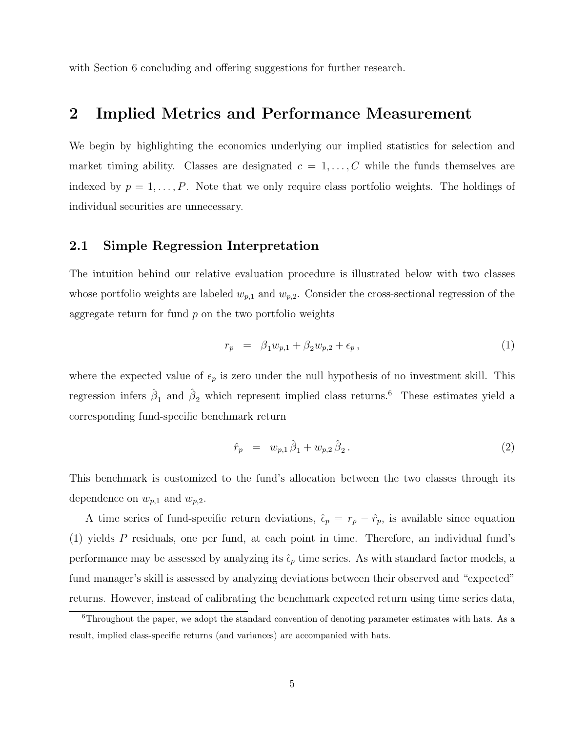with Section 6 concluding and offering suggestions for further research.

## 2 Implied Metrics and Performance Measurement

We begin by highlighting the economics underlying our implied statistics for selection and market timing ability. Classes are designated $c = 1, \ldots, C$ while the funds themselves are indexed by $p = 1, \ldots, P$. Note that we only require class portfolio weights. The holdings of individual securities are unnecessary.

### 2.1 Simple Regression Interpretation

The intuition behind our relative evaluation procedure is illustrated below with two classes whose portfolio weights are labeled $w_{p,1}$ and $w_{p,2}$. Consider the cross-sectional regression of the aggregate return for fund $p$ on the two portfolio weights

$$r_p \;\; = \;\; \beta_1 w_{p,1} + \beta_2 w_{p,2} + \epsilon_p \, , \tag{1}$$

where the expected value of $\epsilon_p$ is zero under the null hypothesis of no investment skill. This regression infers $\hat{\beta}_1$ and $\hat{\beta}_2$ which represent implied class returns.[6] These estimates yield a corresponding fund-specific benchmark return

$$\hat{r}_p \;\; = \;\; w_{p,1} \, \hat{\beta}_1 + w_{p,2} \, \hat{\beta}_2 \, . \tag{2}$$

This benchmark is customized to the fund's allocation between the two classes through its dependence on $w_{p,1}$ and $w_{p,2}$.

A time series of fund-specific return deviations, $\hat{\epsilon}_p = r_p - \hat{r}_p$, is available since equation (1) yields $P$ residuals, one per fund, at each point in time. Therefore, an individual fund's performance may be assessed by analyzing its $\hat{\epsilon}_p$ time series. As with standard factor models, a fund manager's skill is assessed by analyzing deviations between their observed and "expected" returns. However, instead of calibrating the benchmark expected return using time series data,

[6] Throughout the paper, we adopt the standard convention of denoting parameter estimates with hats. As a result, implied class-specific returns (and variances) are accompanied with hats.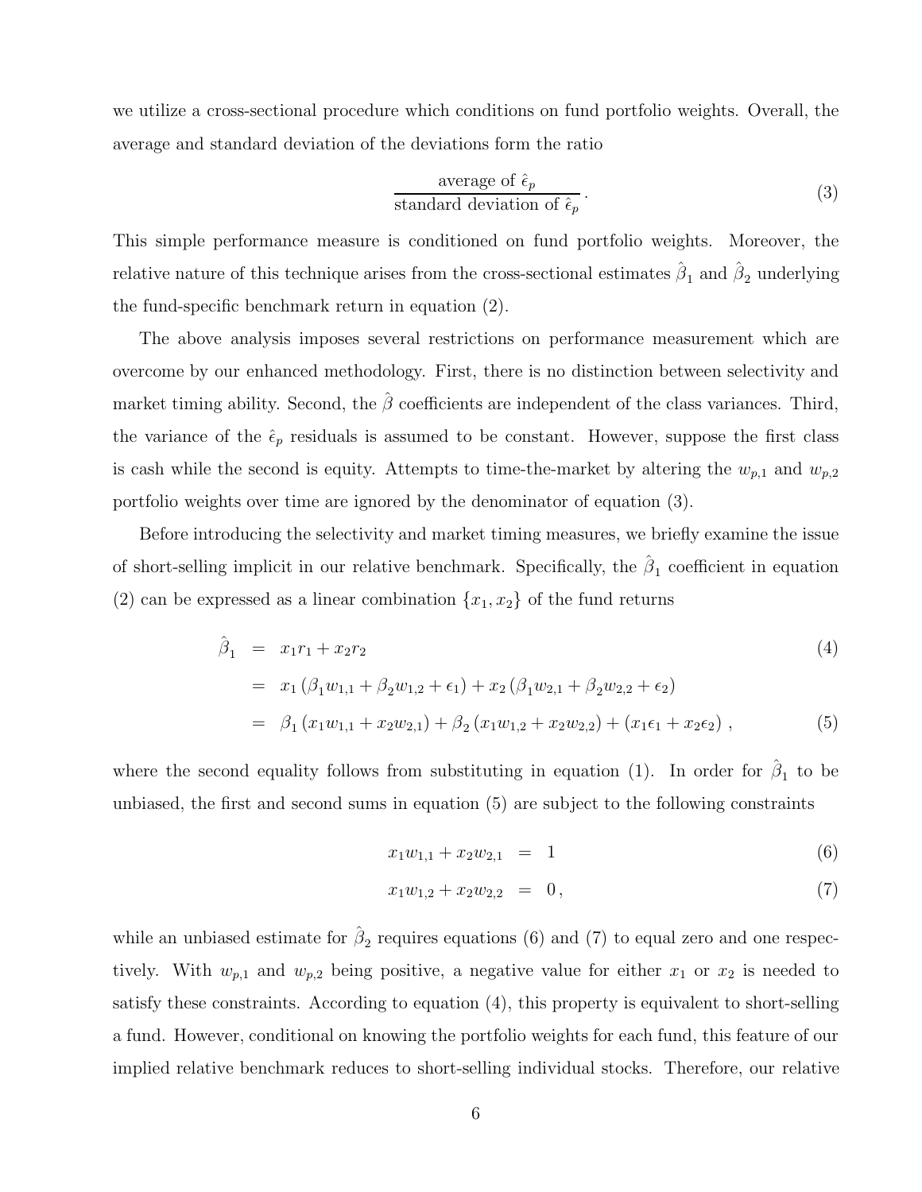we utilize a cross-sectional procedure which conditions on fund portfolio weights. Overall, the average and standard deviation of the deviations form the ratio

$$\frac{\text{average of } \hat{\epsilon}_p}{\text{standard deviation of } \hat{\epsilon}_p}. \tag{3}$$

This simple performance measure is conditioned on fund portfolio weights. Moreover, the relative nature of this technique arises from the cross-sectional estimates $\hat{\beta}_1$ and $\hat{\beta}_2$ underlying the fund-specific benchmark return in equation (2).

The above analysis imposes several restrictions on performance measurement which are overcome by our enhanced methodology. First, there is no distinction between selectivity and market timing ability. Second, the $\hat{\beta}$ coefficients are independent of the class variances. Third, the variance of the $\hat{\epsilon}_p$ residuals is assumed to be constant. However, suppose the first class is cash while the second is equity. Attempts to time-the-market by altering the $w_{p,1}$ and $w_{p,2}$ portfolio weights over time are ignored by the denominator of equation (3).

Before introducing the selectivity and market timing measures, we briefly examine the issue of short-selling implicit in our relative benchmark. Specifically, the $\hat{\beta}_1$ coefficient in equation (2) can be expressed as a linear combination $\{x_1, x_2\}$ of the fund returns

$$\begin{aligned}
\hat{\beta}_1 &= x_1 r_1 + x_2 r_2 && (4)\\
&= x_1 \left(\beta_1 w_{1,1} + \beta_2 w_{1,2} + \epsilon_1\right) + x_2 \left(\beta_1 w_{2,1} + \beta_2 w_{2,2} + \epsilon_2\right) \\
&= \beta_1 \left(x_1 w_{1,1} + x_2 w_{2,1}\right) + \beta_2 \left(x_1 w_{1,2} + x_2 w_{2,2}\right) + \left(x_1 \epsilon_1 + x_2 \epsilon_2\right), && (5)
\end{aligned}$$

where the second equality follows from substituting in equation (1). In order for $\hat{\beta}_1$ to be unbiased, the first and second sums in equation (5) are subject to the following constraints

$$x_1 w_{1,1} + x_2 w_{2,1} = 1 \tag{6}$$

$$x_1 w_{1,2} + x_2 w_{2,2} = 0, \tag{7}$$

while an unbiased estimate for $\hat{\beta}_2$ requires equations (6) and (7) to equal zero and one respectively. With $w_{p,1}$ and $w_{p,2}$ being positive, a negative value for either $x_1$ or $x_2$ is needed to satisfy these constraints. According to equation (4), this property is equivalent to short-selling a fund. However, conditional on knowing the portfolio weights for each fund, this feature of our implied relative benchmark reduces to short-selling individual stocks. Therefore, our relative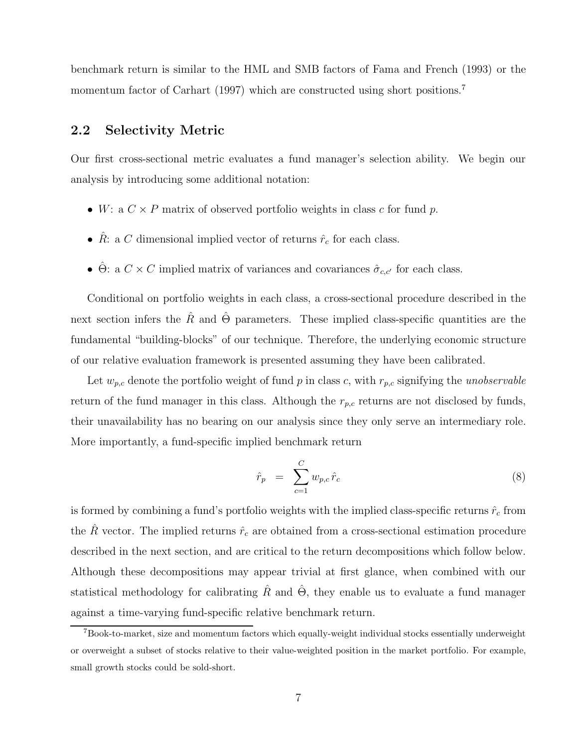benchmark return is similar to the HML and SMB factors of Fama and French (1993) or the momentum factor of Carhart (1997) which are constructed using short positions.[7]

## 2.2 Selectivity Metric

Our first cross-sectional metric evaluates a fund manager's selection ability. We begin our analysis by introducing some additional notation:

- $W$: a $C \times P$ matrix of observed portfolio weights in class $c$ for fund $p$.
- $\hat{R}$: a $C$ dimensional implied vector of returns $\hat{r}_c$ for each class.
- $\hat{\Theta}$: a $C \times C$ implied matrix of variances and covariances $\hat{\sigma}_{c,c'}$ for each class.

Conditional on portfolio weights in each class, a cross-sectional procedure described in the next section infers the $\hat{R}$ and $\hat{\Theta}$ parameters. These implied class-specific quantities are the fundamental "building-blocks" of our technique. Therefore, the underlying economic structure of our relative evaluation framework is presented assuming they have been calibrated.

Let $w_{p,c}$ denote the portfolio weight of fund $p$ in class $c$, with $r_{p,c}$ signifying the *unobservable* return of the fund manager in this class. Although the $r_{p,c}$ returns are not disclosed by funds, their unavailability has no bearing on our analysis since they only serve an intermediary role. More importantly, a fund-specific implied benchmark return

$$\hat{r}_p = \sum_{c=1}^{C} w_{p,c}\,\hat{r}_c \tag{8}$$

is formed by combining a fund's portfolio weights with the implied class-specific returns $\hat{r}_c$ from the $\hat{R}$ vector. The implied returns $\hat{r}_c$ are obtained from a cross-sectional estimation procedure described in the next section, and are critical to the return decompositions which follow below. Although these decompositions may appear trivial at first glance, when combined with our statistical methodology for calibrating $\hat{R}$ and $\hat{\Theta}$, they enable us to evaluate a fund manager against a time-varying fund-specific relative benchmark return.

[7] Book-to-market, size and momentum factors which equally-weight individual stocks essentially underweight or overweight a subset of stocks relative to their value-weighted position in the market portfolio. For example, small growth stocks could be sold-short.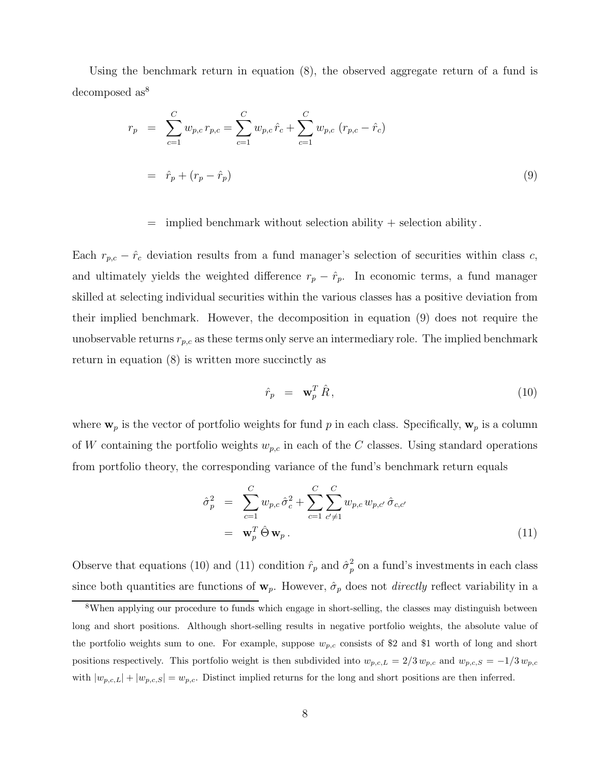Using the benchmark return in equation (8), the observed aggregate return of a fund is decomposed as[8]

$$
\begin{aligned}
r_p &= \sum_{c=1}^{C} w_{p,c}\, r_{p,c} = \sum_{c=1}^{C} w_{p,c}\, \hat{r}_c + \sum_{c=1}^{C} w_{p,c}\, (r_{p,c} - \hat{r}_c) \\
&= \hat{r}_p + (r_p - \hat{r}_p) \qquad (9) \\
&= \text{implied benchmark without selection ability} + \text{selection ability}\,.
\end{aligned}
$$

Each $r_{p,c} - \hat{r}_c$ deviation results from a fund manager's selection of securities within class $c$, and ultimately yields the weighted difference $r_p - \hat{r}_p$. In economic terms, a fund manager skilled at selecting individual securities within the various classes has a positive deviation from their implied benchmark. However, the decomposition in equation (9) does not require the unobservable returns $r_{p,c}$ as these terms only serve an intermediary role. The implied benchmark return in equation (8) is written more succinctly as

$$
\hat{r}_p \;=\; \mathbf{w}_p^T\, \hat{R}\,, \qquad (10)
$$

where $\mathbf{w}_p$ is the vector of portfolio weights for fund $p$ in each class. Specifically, $\mathbf{w}_p$ is a column of $W$ containing the portfolio weights $w_{p,c}$ in each of the $C$ classes. Using standard operations from portfolio theory, the corresponding variance of the fund's benchmark return equals

$$
\begin{aligned}
\hat{\sigma}_p^2 &= \sum_{c=1}^{C} w_{p,c}\, \hat{\sigma}_c^2 + \sum_{c=1}^{C} \sum_{c' \neq 1}^{C} w_{p,c}\, w_{p,c'}\, \hat{\sigma}_{c,c'} \\
&= \mathbf{w}_p^T\, \hat{\Theta}\, \mathbf{w}_p\,. \qquad (11)
\end{aligned}
$$

Observe that equations (10) and (11) condition $\hat{r}_p$ and $\hat{\sigma}_p^2$ on a fund's investments in each class since both quantities are functions of $\mathbf{w}_p$. However, $\hat{\sigma}_p$ does not *directly* reflect variability in a

[8] When applying our procedure to funds which engage in short-selling, the classes may distinguish between long and short positions. Although short-selling results in negative portfolio weights, the absolute value of the portfolio weights sum to one. For example, suppose $w_{p,c}$ consists of \$2 and \$1 worth of long and short positions respectively. This portfolio weight is then subdivided into $w_{p,c,L} = 2/3\, w_{p,c}$ and $w_{p,c,S} = -1/3\, w_{p,c}$ with $|w_{p,c,L}| + |w_{p,c,S}| = w_{p,c}$. Distinct implied returns for the long and short positions are then inferred.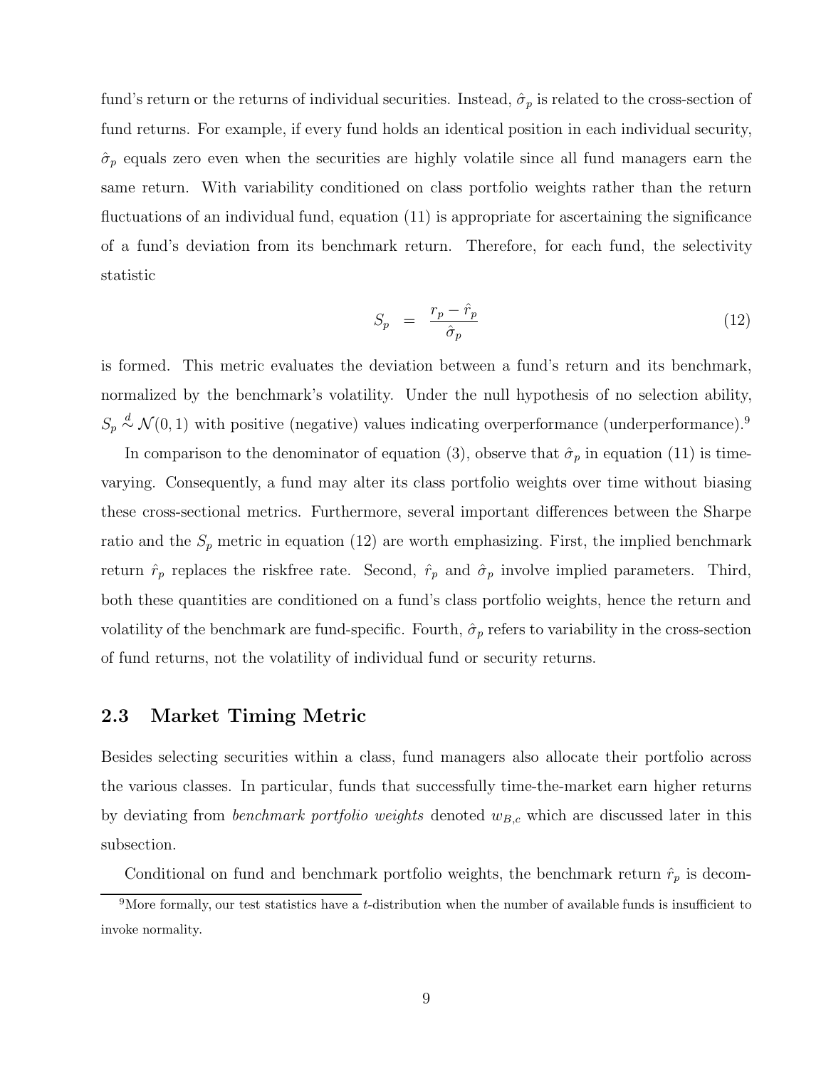fund's return or the returns of individual securities. Instead, $\hat{\sigma}_p$ is related to the cross-section of fund returns. For example, if every fund holds an identical position in each individual security, $\hat{\sigma}_p$ equals zero even when the securities are highly volatile since all fund managers earn the same return. With variability conditioned on class portfolio weights rather than the return fluctuations of an individual fund, equation (11) is appropriate for ascertaining the significance of a fund's deviation from its benchmark return. Therefore, for each fund, the selectivity statistic

$$S_p = \frac{r_p - \hat{r}_p}{\hat{\sigma}_p} \tag{12}$$

is formed. This metric evaluates the deviation between a fund's return and its benchmark, normalized by the benchmark's volatility. Under the null hypothesis of no selection ability, $S_p \overset{d}{\sim} \mathcal{N}(0,1)$ with positive (negative) values indicating overperformance (underperformance).[9]

In comparison to the denominator of equation (3), observe that $\hat{\sigma}_p$ in equation (11) is time-varying. Consequently, a fund may alter its class portfolio weights over time without biasing these cross-sectional metrics. Furthermore, several important differences between the Sharpe ratio and the $S_p$ metric in equation (12) are worth emphasizing. First, the implied benchmark return $\hat{r}_p$ replaces the riskfree rate. Second, $\hat{r}_p$ and $\hat{\sigma}_p$ involve implied parameters. Third, both these quantities are conditioned on a fund's class portfolio weights, hence the return and volatility of the benchmark are fund-specific. Fourth, $\hat{\sigma}_p$ refers to variability in the cross-section of fund returns, not the volatility of individual fund or security returns.

## 2.3 Market Timing Metric

Besides selecting securities within a class, fund managers also allocate their portfolio across the various classes. In particular, funds that successfully time-the-market earn higher returns by deviating from *benchmark portfolio weights* denoted $w_{B,c}$ which are discussed later in this subsection.

Conditional on fund and benchmark portfolio weights, the benchmark return $\hat{r}_p$ is decom-

[9] More formally, our test statistics have a $t$-distribution when the number of available funds is insufficient to invoke normality.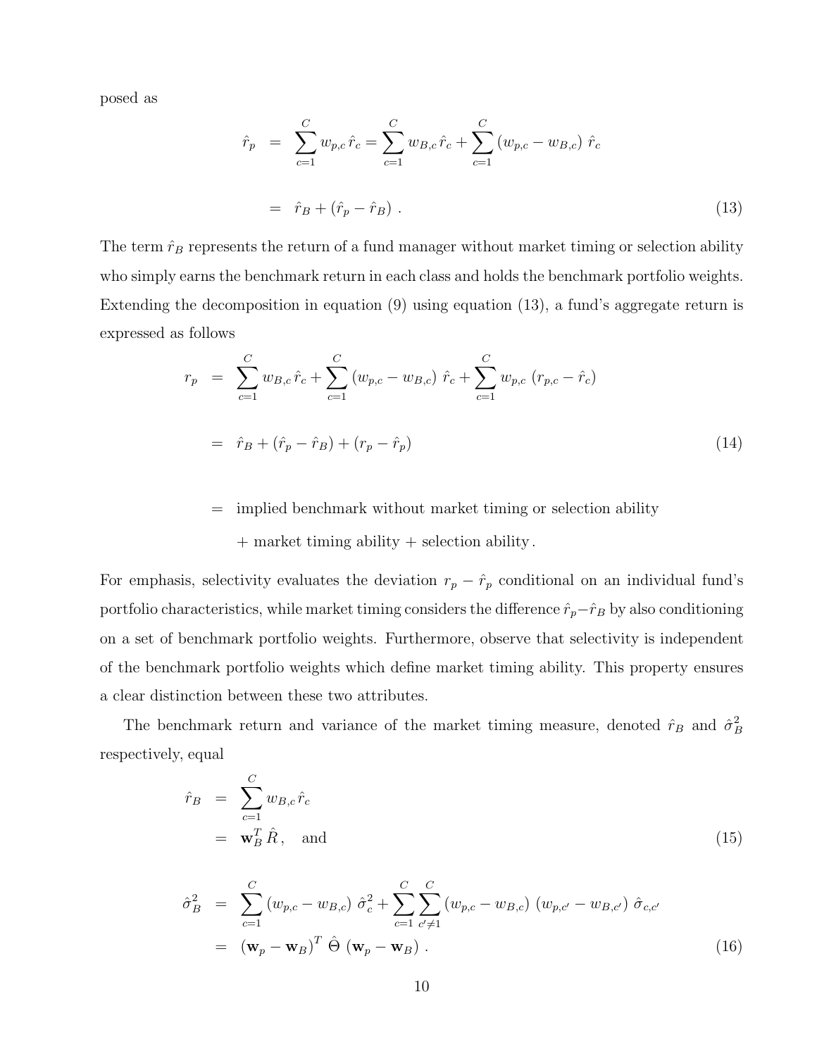posed as

$$
\begin{aligned}
\hat{r}_p &= \sum_{c=1}^{C} w_{p,c}\,\hat{r}_c = \sum_{c=1}^{C} w_{B,c}\,\hat{r}_c + \sum_{c=1}^{C} \left(w_{p,c} - w_{B,c}\right)\,\hat{r}_c \\
&= \hat{r}_B + \left(\hat{r}_p - \hat{r}_B\right)\,. \qquad (13)
\end{aligned}
$$

The term $\hat{r}_B$ represents the return of a fund manager without market timing or selection ability who simply earns the benchmark return in each class and holds the benchmark portfolio weights. Extending the decomposition in equation (9) using equation (13), a fund's aggregate return is expressed as follows

$$
\begin{aligned}
r_p &= \sum_{c=1}^{C} w_{B,c}\,\hat{r}_c + \sum_{c=1}^{C} \left(w_{p,c} - w_{B,c}\right)\,\hat{r}_c + \sum_{c=1}^{C} w_{p,c}\,\left(r_{p,c} - \hat{r}_c\right) \\
&= \hat{r}_B + \left(\hat{r}_p - \hat{r}_B\right) + \left(r_p - \hat{r}_p\right) \qquad (14) \\
&= \text{implied benchmark without market timing or selection ability} \\
&\quad + \text{market timing ability} + \text{selection ability}\,.
\end{aligned}
$$

For emphasis, selectivity evaluates the deviation $r_p - \hat{r}_p$ conditional on an individual fund's portfolio characteristics, while market timing considers the difference $\hat{r}_p - \hat{r}_B$ by also conditioning on a set of benchmark portfolio weights. Furthermore, observe that selectivity is independent of the benchmark portfolio weights which define market timing ability. This property ensures a clear distinction between these two attributes.

The benchmark return and variance of the market timing measure, denoted $\hat{r}_B$ and $\hat{\sigma}_B^2$ respectively, equal

$$
\begin{aligned}
\hat{r}_B &= \sum_{c=1}^{C} w_{B,c}\,\hat{r}_c \\
&= \mathbf{w}_B^T\,\hat{R}\,, \quad \text{and} \qquad (15)
\end{aligned}
$$

$$
\begin{aligned}
\hat{\sigma}_B^2 &= \sum_{c=1}^{C} \left(w_{p,c} - w_{B,c}\right)\,\hat{\sigma}_c^2 + \sum_{c=1}^{C} \sum_{c' \neq 1}^{C} \left(w_{p,c} - w_{B,c}\right)\,\left(w_{p,c'} - w_{B,c'}\right)\,\hat{\sigma}_{c,c'} \\
&= \left(\mathbf{w}_p - \mathbf{w}_B\right)^T\,\hat{\Theta}\,\left(\mathbf{w}_p - \mathbf{w}_B\right)\,. \qquad (16)
\end{aligned}
$$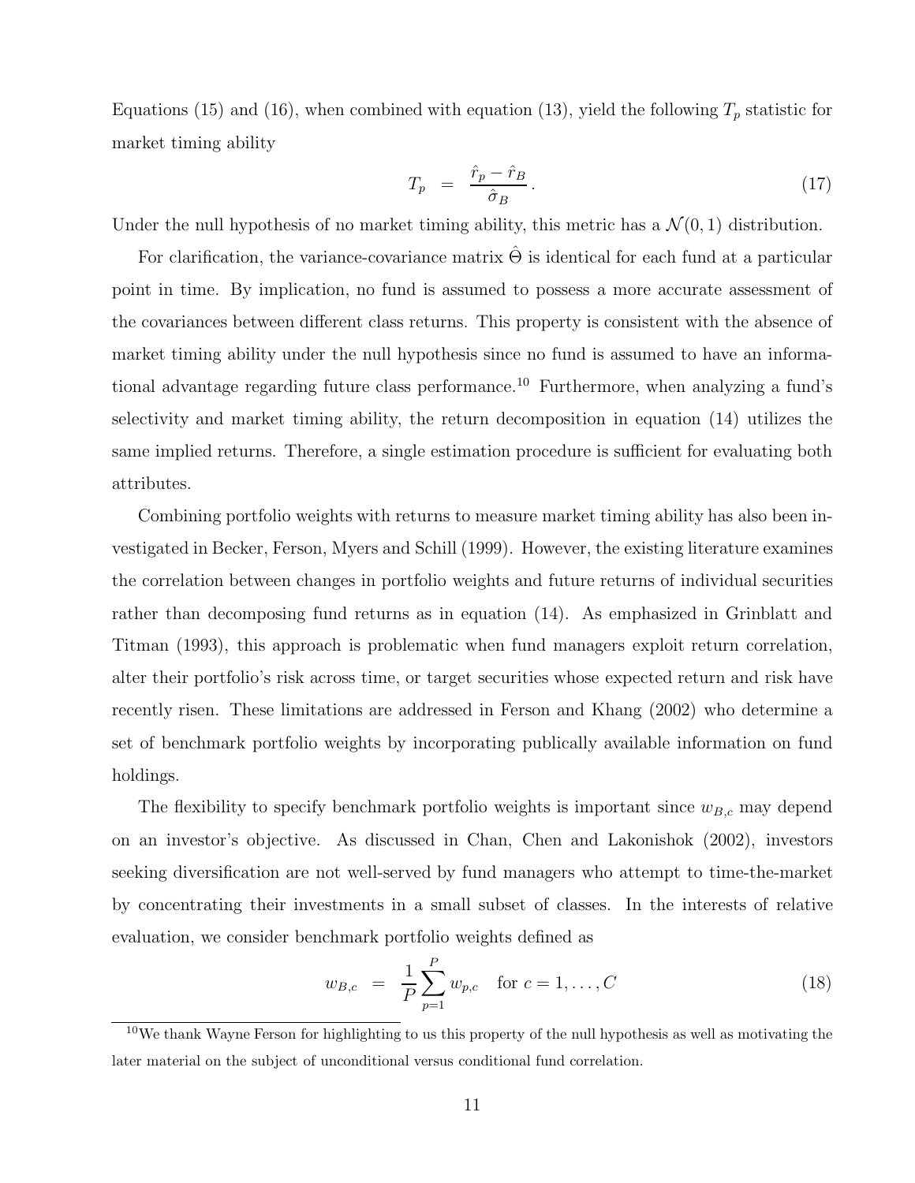Equations (15) and (16), when combined with equation (13), yield the following $T_p$ statistic for market timing ability

$$T_p = \frac{\hat{r}_p - \hat{r}_B}{\hat{\sigma}_B}. \tag{17}$$

Under the null hypothesis of no market timing ability, this metric has a $\mathcal{N}(0,1)$ distribution.

For clarification, the variance-covariance matrix $\hat{\Theta}$ is identical for each fund at a particular point in time. By implication, no fund is assumed to possess a more accurate assessment of the covariances between different class returns. This property is consistent with the absence of market timing ability under the null hypothesis since no fund is assumed to have an informational advantage regarding future class performance.[10] Furthermore, when analyzing a fund's selectivity and market timing ability, the return decomposition in equation (14) utilizes the same implied returns. Therefore, a single estimation procedure is sufficient for evaluating both attributes.

Combining portfolio weights with returns to measure market timing ability has also been investigated in Becker, Ferson, Myers and Schill (1999). However, the existing literature examines the correlation between changes in portfolio weights and future returns of individual securities rather than decomposing fund returns as in equation (14). As emphasized in Grinblatt and Titman (1993), this approach is problematic when fund managers exploit return correlation, alter their portfolio's risk across time, or target securities whose expected return and risk have recently risen. These limitations are addressed in Ferson and Khang (2002) who determine a set of benchmark portfolio weights by incorporating publically available information on fund holdings.

The flexibility to specify benchmark portfolio weights is important since $w_{B,c}$ may depend on an investor's objective. As discussed in Chan, Chen and Lakonishok (2002), investors seeking diversification are not well-served by fund managers who attempt to time-the-market by concentrating their investments in a small subset of classes. In the interests of relative evaluation, we consider benchmark portfolio weights defined as

$$w_{B,c} = \frac{1}{P}\sum_{p=1}^{P} w_{p,c} \quad \text{for } c = 1, \ldots, C \tag{18}$$

[10] We thank Wayne Ferson for highlighting to us this property of the null hypothesis as well as motivating the later material on the subject of unconditional versus conditional fund correlation.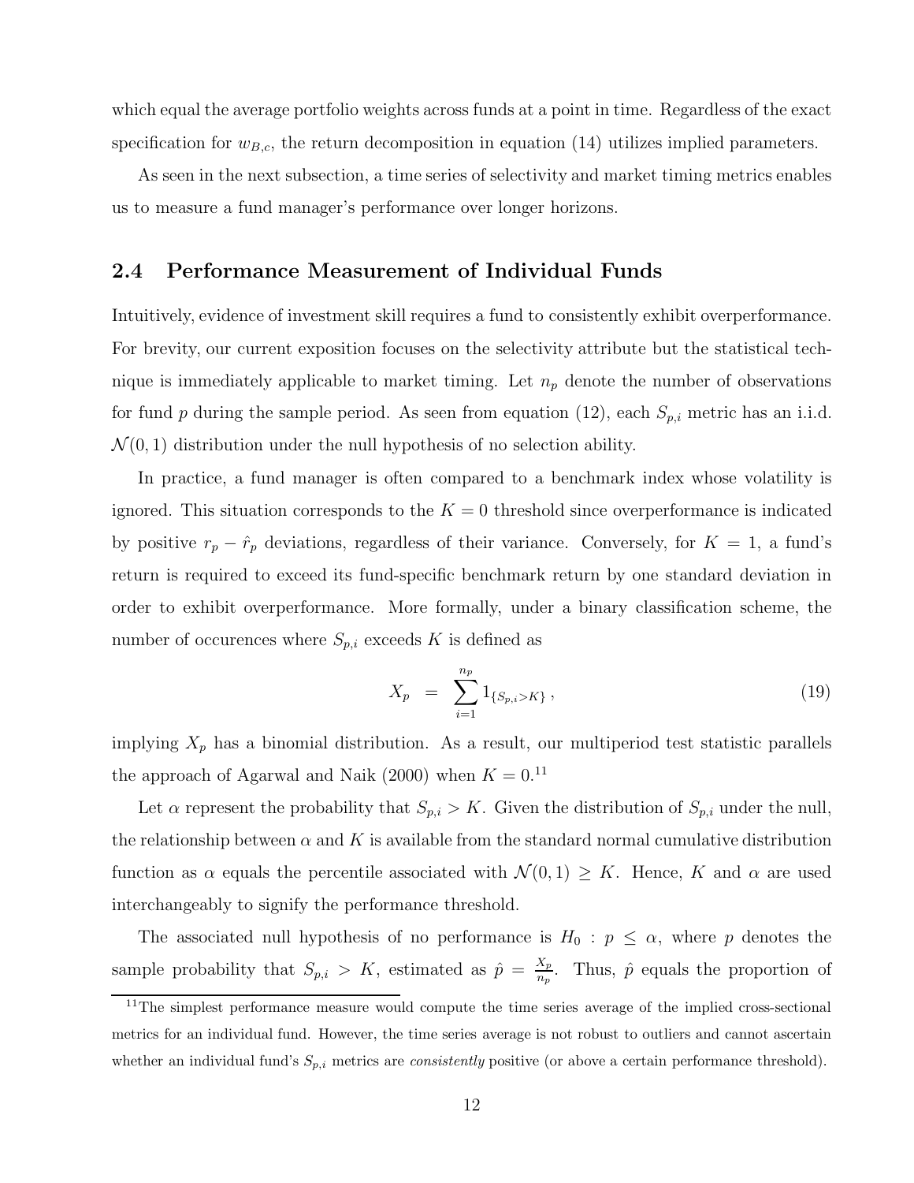which equal the average portfolio weights across funds at a point in time. Regardless of the exact specification for $w_{B,c}$, the return decomposition in equation (14) utilizes implied parameters.

As seen in the next subsection, a time series of selectivity and market timing metrics enables us to measure a fund manager's performance over longer horizons.

## 2.4 Performance Measurement of Individual Funds

Intuitively, evidence of investment skill requires a fund to consistently exhibit overperformance. For brevity, our current exposition focuses on the selectivity attribute but the statistical technique is immediately applicable to market timing. Let $n_p$ denote the number of observations for fund $p$ during the sample period. As seen from equation (12), each $S_{p,i}$ metric has an i.i.d. $\mathcal{N}(0,1)$ distribution under the null hypothesis of no selection ability.

In practice, a fund manager is often compared to a benchmark index whose volatility is ignored. This situation corresponds to the $K = 0$ threshold since overperformance is indicated by positive $r_p - \hat{r}_p$ deviations, regardless of their variance. Conversely, for $K = 1$, a fund's return is required to exceed its fund-specific benchmark return by one standard deviation in order to exhibit overperformance. More formally, under a binary classification scheme, the number of occurences where $S_{p,i}$ exceeds $K$ is defined as

$$X_p = \sum_{i=1}^{n_p} 1_{\{S_{p,i} > K\}}, \tag{19}$$

implying $X_p$ has a binomial distribution. As a result, our multiperiod test statistic parallels the approach of Agarwal and Naik (2000) when $K = 0$.[11]

Let $\alpha$ represent the probability that $S_{p,i} > K$. Given the distribution of $S_{p,i}$ under the null, the relationship between $\alpha$ and $K$ is available from the standard normal cumulative distribution function as $\alpha$ equals the percentile associated with $\mathcal{N}(0,1) \geq K$. Hence, $K$ and $\alpha$ are used interchangeably to signify the performance threshold.

The associated null hypothesis of no performance is $H_0 : p \leq \alpha$, where $p$ denotes the sample probability that $S_{p,i} > K$, estimated as $\hat{p} = \frac{X_p}{n_p}$. Thus, $\hat{p}$ equals the proportion of

[11] The simplest performance measure would compute the time series average of the implied cross-sectional metrics for an individual fund. However, the time series average is not robust to outliers and cannot ascertain whether an individual fund's $S_{p,i}$ metrics are *consistently* positive (or above a certain performance threshold).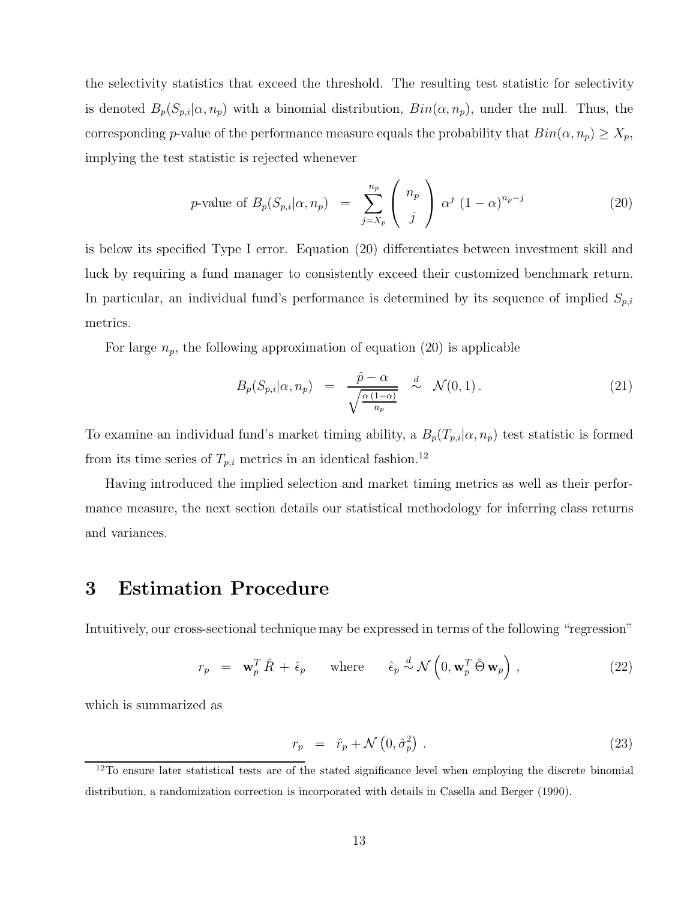the selectivity statistics that exceed the threshold. The resulting test statistic for selectivity is denoted $B_p(S_{p,i}|\alpha, n_p)$ with a binomial distribution, $Bin(\alpha, n_p)$, under the null. Thus, the corresponding $p$-value of the performance measure equals the probability that $Bin(\alpha, n_p) \geq X_p$, implying the test statistic is rejected whenever

$$p\text{-value of } B_p(S_{p,i}|\alpha, n_p) \;=\; \sum_{j=X_p}^{n_p} \binom{n_p}{j} \, \alpha^j \; (1-\alpha)^{n_p - j} \tag{20}$$

is below its specified Type I error. Equation (20) differentiates between investment skill and luck by requiring a fund manager to consistently exceed their customized benchmark return. In particular, an individual fund's performance is determined by its sequence of implied $S_{p,i}$ metrics.

For large $n_p$, the following approximation of equation (20) is applicable

$$B_p(S_{p,i}|\alpha, n_p) \;=\; \frac{\hat{p} - \alpha}{\sqrt{\frac{\alpha\,(1-\alpha)}{n_p}}} \;\stackrel{d}{\sim}\; \mathcal{N}(0,1)\,. \tag{21}$$

To examine an individual fund's market timing ability, a $B_p(T_{p,i}|\alpha, n_p)$ test statistic is formed from its time series of $T_{p,i}$ metrics in an identical fashion.[12]

Having introduced the implied selection and market timing metrics as well as their performance measure, the next section details our statistical methodology for inferring class returns and variances.

# 3 Estimation Procedure

Intuitively, our cross-sectional technique may be expressed in terms of the following "regression"

$$r_p \;=\; \mathbf{w}_p^T \, \hat{R} \,+\, \hat{\epsilon}_p \qquad \text{where} \qquad \hat{\epsilon}_p \stackrel{d}{\sim} \mathcal{N}\left(0, \mathbf{w}_p^T \, \hat{\Theta} \, \mathbf{w}_p\right)\,, \tag{22}$$

which is summarized as

$$r_p \;=\; \hat{r}_p + \mathcal{N}\left(0, \hat{\sigma}_p^2\right)\,. \tag{23}$$

[12] To ensure later statistical tests are of the stated significance level when employing the discrete binomial distribution, a randomization correction is incorporated with details in Casella and Berger (1990).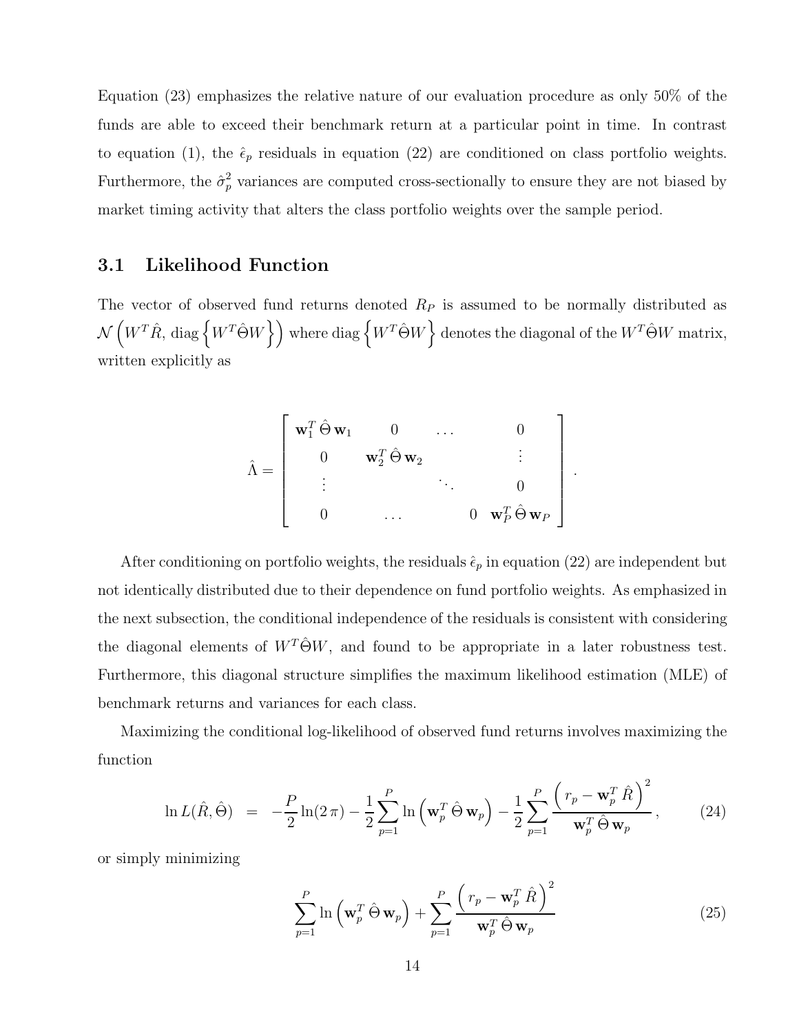Equation (23) emphasizes the relative nature of our evaluation procedure as only 50% of the funds are able to exceed their benchmark return at a particular point in time. In contrast to equation (1), the $\hat{\epsilon}_p$ residuals in equation (22) are conditioned on class portfolio weights. Furthermore, the $\hat{\sigma}_p^2$ variances are computed cross-sectionally to ensure they are not biased by market timing activity that alters the class portfolio weights over the sample period.

### 3.1 Likelihood Function

The vector of observed fund returns denoted $R_P$ is assumed to be normally distributed as $\mathcal{N}\left(W^T\hat{R},\, \text{diag}\left\{W^T\hat{\Theta}W\right\}\right)$ where $\text{diag}\left\{W^T\hat{\Theta}W\right\}$ denotes the diagonal of the $W^T\hat{\Theta}W$ matrix, written explicitly as

$$
\hat{\Lambda} = \begin{bmatrix} \mathbf{w}_1^T\,\hat{\Theta}\,\mathbf{w}_1 & 0 & \dots & 0 \\ 0 & \mathbf{w}_2^T\,\hat{\Theta}\,\mathbf{w}_2 & & \vdots \\ \vdots & & \ddots & 0 \\ 0 & \dots & 0 & \mathbf{w}_P^T\,\hat{\Theta}\,\mathbf{w}_P \end{bmatrix}.
$$

After conditioning on portfolio weights, the residuals $\hat{\epsilon}_p$ in equation (22) are independent but not identically distributed due to their dependence on fund portfolio weights. As emphasized in the next subsection, the conditional independence of the residuals is consistent with considering the diagonal elements of $W^T\hat{\Theta}W$, and found to be appropriate in a later robustness test. Furthermore, this diagonal structure simplifies the maximum likelihood estimation (MLE) of benchmark returns and variances for each class.

Maximizing the conditional log-likelihood of observed fund returns involves maximizing the function

$$
\ln L(\hat{R},\hat{\Theta}) \;\; = \;\; -\frac{P}{2}\ln(2\,\pi) - \frac{1}{2}\sum_{p=1}^{P}\ln\left(\mathbf{w}_p^T\,\hat{\Theta}\,\mathbf{w}_p\right) - \frac{1}{2}\sum_{p=1}^{P}\frac{\left(\,r_p - \mathbf{w}_p^T\,\hat{R}\,\right)^2}{\mathbf{w}_p^T\,\hat{\Theta}\,\mathbf{w}_p}\,, \tag{24}
$$

or simply minimizing

$$
\sum_{p=1}^{P}\ln\left(\mathbf{w}_p^T\,\hat{\Theta}\,\mathbf{w}_p\right) + \sum_{p=1}^{P}\frac{\left(\,r_p - \mathbf{w}_p^T\,\hat{R}\,\right)^2}{\mathbf{w}_p^T\,\hat{\Theta}\,\mathbf{w}_p} \tag{25}
$$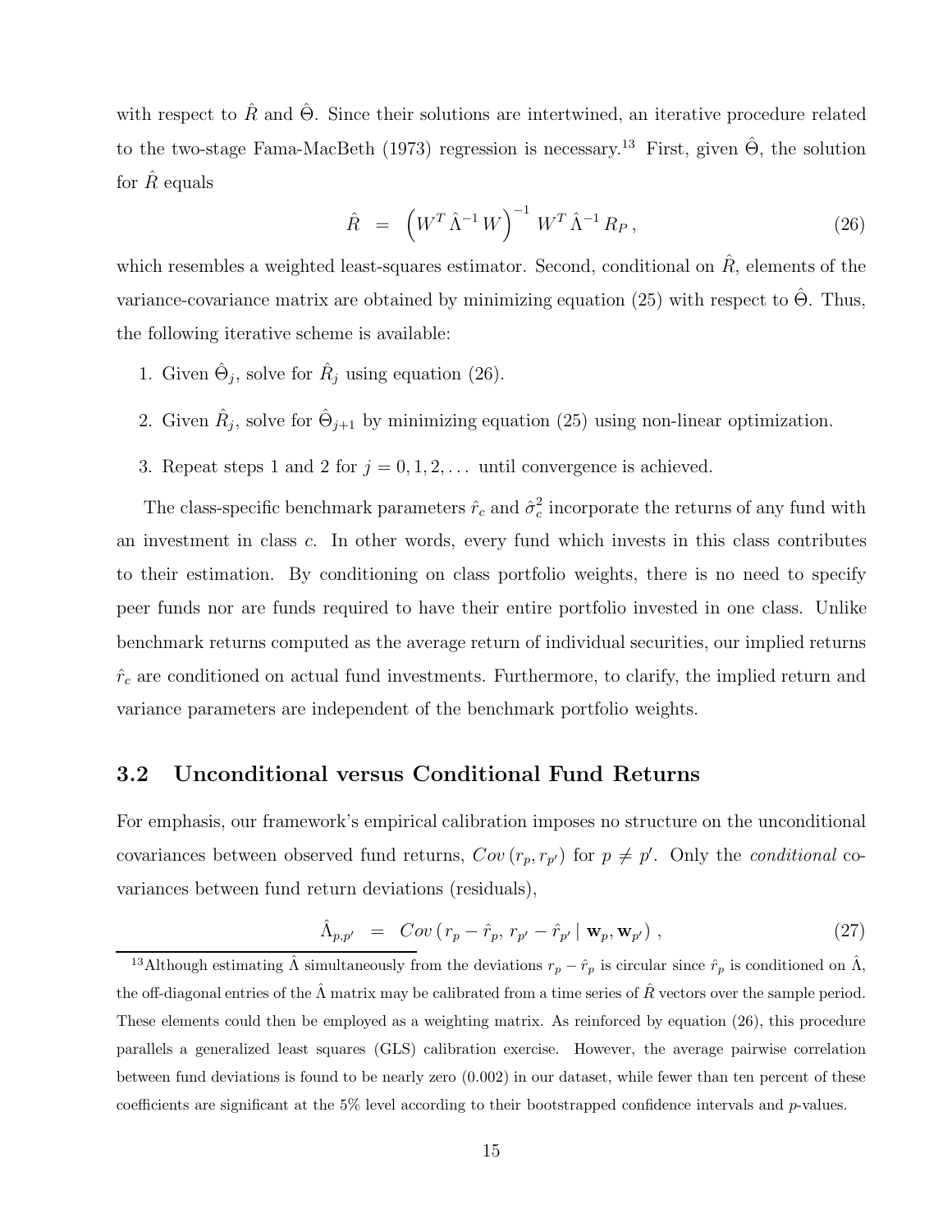with respect to $\hat{R}$ and $\hat{\Theta}$. Since their solutions are intertwined, an iterative procedure related to the two-stage Fama-MacBeth (1973) regression is necessary.[13] First, given $\hat{\Theta}$, the solution for $\hat{R}$ equals

$$\hat{R} \;\; = \;\; \left( W^T \, \hat{\Lambda}^{-1} \, W \right)^{-1} \, W^T \, \hat{\Lambda}^{-1} \, R_P \, , \tag{26}$$

which resembles a weighted least-squares estimator. Second, conditional on $\hat{R}$, elements of the variance-covariance matrix are obtained by minimizing equation (25) with respect to $\hat{\Theta}$. Thus, the following iterative scheme is available:

1. Given $\hat{\Theta}_j$, solve for $\hat{R}_j$ using equation (26).
2. Given $\hat{R}_j$, solve for $\hat{\Theta}_{j+1}$ by minimizing equation (25) using non-linear optimization.
3. Repeat steps 1 and 2 for $j = 0, 1, 2, \ldots$ until convergence is achieved.

The class-specific benchmark parameters $\hat{r}_c$ and $\hat{\sigma}^2_c$ incorporate the returns of any fund with an investment in class $c$. In other words, every fund which invests in this class contributes to their estimation. By conditioning on class portfolio weights, there is no need to specify peer funds nor are funds required to have their entire portfolio invested in one class. Unlike benchmark returns computed as the average return of individual securities, our implied returns $\hat{r}_c$ are conditioned on actual fund investments. Furthermore, to clarify, the implied return and variance parameters are independent of the benchmark portfolio weights.

## 3.2 Unconditional versus Conditional Fund Returns

For emphasis, our framework's empirical calibration imposes no structure on the unconditional covariances between observed fund returns, $Cov\,(r_p, r_{p'})$ for $p \neq p'$. Only the *conditional* covariances between fund return deviations (residuals),

$$\hat{\Lambda}_{p,p'} \;\; = \;\; Cov\,(\, r_p - \hat{r}_p, \, r_{p'} - \hat{r}_{p'} \mid \mathbf{w}_p, \mathbf{w}_{p'}) \, , \tag{27}$$

[13] Although estimating $\hat{\Lambda}$ simultaneously from the deviations $r_p - \hat{r}_p$ is circular since $\hat{r}_p$ is conditioned on $\hat{\Lambda}$, the off-diagonal entries of the $\hat{\Lambda}$ matrix may be calibrated from a time series of $\hat{R}$ vectors over the sample period. These elements could then be employed as a weighting matrix. As reinforced by equation (26), this procedure parallels a generalized least squares (GLS) calibration exercise. However, the average pairwise correlation between fund deviations is found to be nearly zero (0.002) in our dataset, while fewer than ten percent of these coefficients are significant at the 5% level according to their bootstrapped confidence intervals and $p$-values.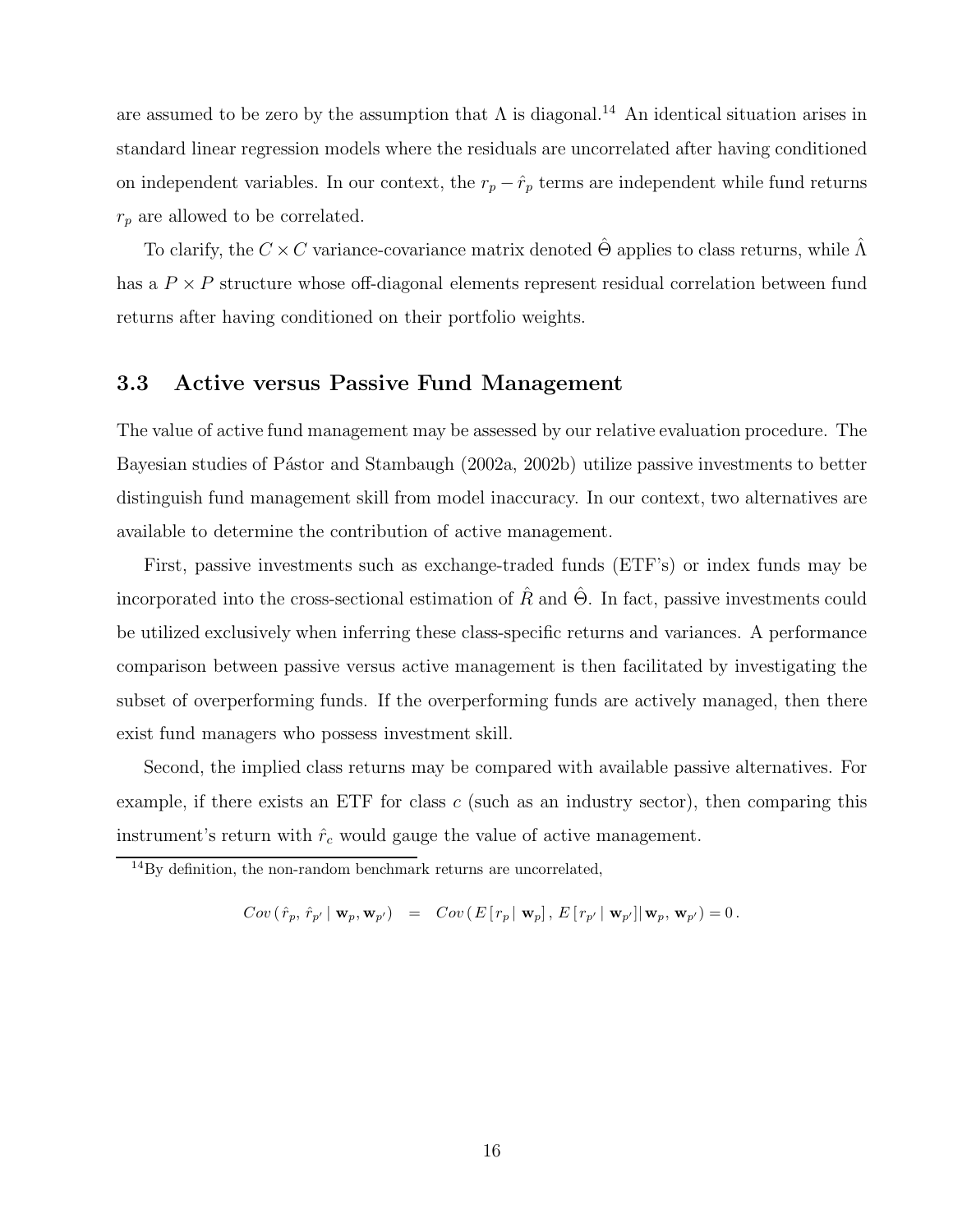are assumed to be zero by the assumption that $\Lambda$ is diagonal.[14] An identical situation arises in standard linear regression models where the residuals are uncorrelated after having conditioned on independent variables. In our context, the $r_p - \hat{r}_p$ terms are independent while fund returns $r_p$ are allowed to be correlated.

To clarify, the $C \times C$ variance-covariance matrix denoted $\hat{\Theta}$ applies to class returns, while $\hat{\Lambda}$ has a $P \times P$ structure whose off-diagonal elements represent residual correlation between fund returns after having conditioned on their portfolio weights.

### 3.3 Active versus Passive Fund Management

The value of active fund management may be assessed by our relative evaluation procedure. The Bayesian studies of Pástor and Stambaugh (2002a, 2002b) utilize passive investments to better distinguish fund management skill from model inaccuracy. In our context, two alternatives are available to determine the contribution of active management.

First, passive investments such as exchange-traded funds (ETF's) or index funds may be incorporated into the cross-sectional estimation of $\hat{R}$ and $\hat{\Theta}$. In fact, passive investments could be utilized exclusively when inferring these class-specific returns and variances. A performance comparison between passive versus active management is then facilitated by investigating the subset of overperforming funds. If the overperforming funds are actively managed, then there exist fund managers who possess investment skill.

Second, the implied class returns may be compared with available passive alternatives. For example, if there exists an ETF for class $c$ (such as an industry sector), then comparing this instrument's return with $\hat{r}_c$ would gauge the value of active management.

[14] By definition, the non-random benchmark returns are uncorrelated,

$$Cov\left(\hat{r}_p, \hat{r}_{p'} \mid \mathbf{w}_p, \mathbf{w}_{p'}\right) = Cov\left(E\left[r_p \mid \mathbf{w}_p\right], E\left[r_{p'} \mid \mathbf{w}_{p'}\right] \mid \mathbf{w}_p, \mathbf{w}_{p'}\right) = 0\,.$$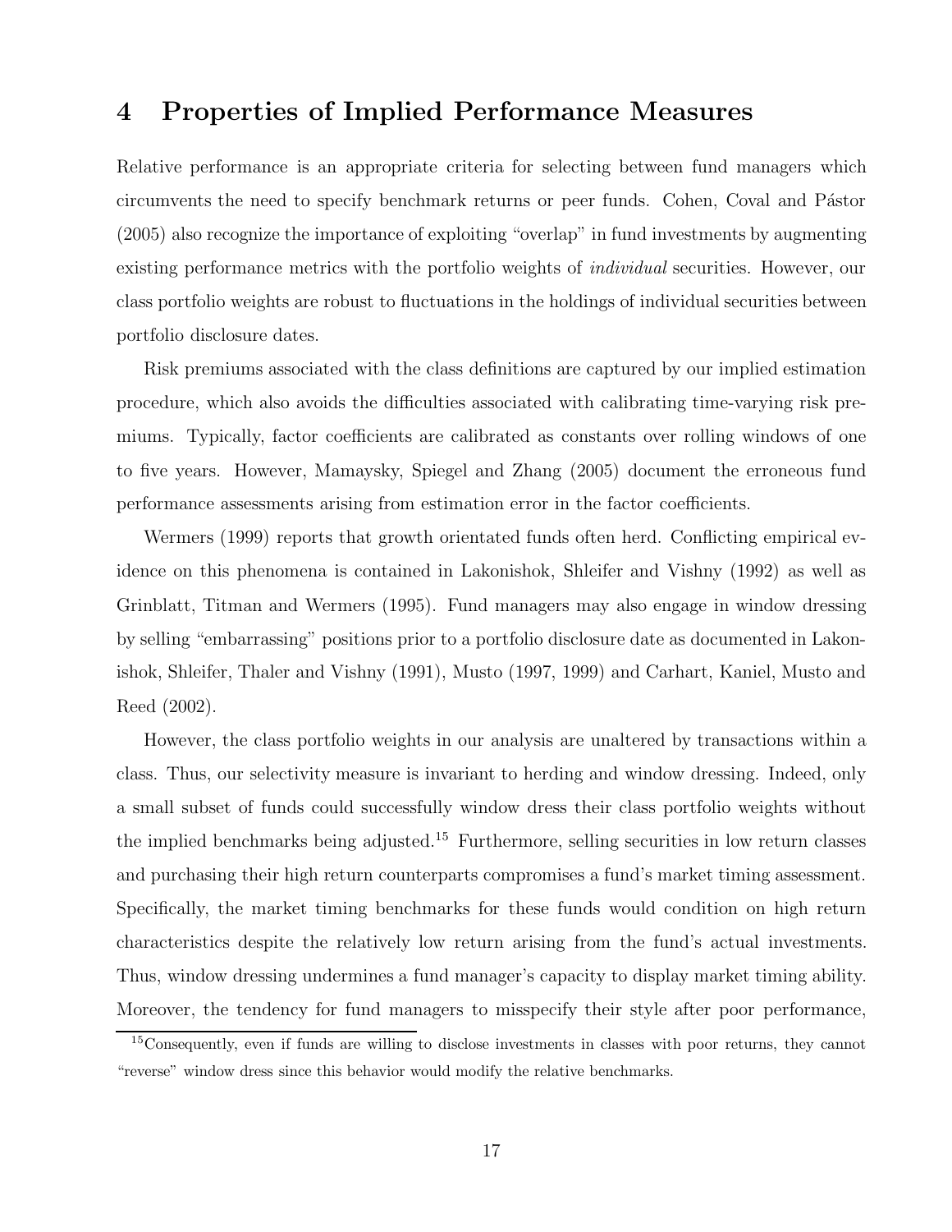# 4 Properties of Implied Performance Measures

Relative performance is an appropriate criteria for selecting between fund managers which circumvents the need to specify benchmark returns or peer funds. Cohen, Coval and Pástor (2005) also recognize the importance of exploiting "overlap" in fund investments by augmenting existing performance metrics with the portfolio weights of *individual* securities. However, our class portfolio weights are robust to fluctuations in the holdings of individual securities between portfolio disclosure dates.

Risk premiums associated with the class definitions are captured by our implied estimation procedure, which also avoids the difficulties associated with calibrating time-varying risk premiums. Typically, factor coefficients are calibrated as constants over rolling windows of one to five years. However, Mamaysky, Spiegel and Zhang (2005) document the erroneous fund performance assessments arising from estimation error in the factor coefficients.

Wermers (1999) reports that growth orientated funds often herd. Conflicting empirical evidence on this phenomena is contained in Lakonishok, Shleifer and Vishny (1992) as well as Grinblatt, Titman and Wermers (1995). Fund managers may also engage in window dressing by selling "embarrassing" positions prior to a portfolio disclosure date as documented in Lakonishok, Shleifer, Thaler and Vishny (1991), Musto (1997, 1999) and Carhart, Kaniel, Musto and Reed (2002).

However, the class portfolio weights in our analysis are unaltered by transactions within a class. Thus, our selectivity measure is invariant to herding and window dressing. Indeed, only a small subset of funds could successfully window dress their class portfolio weights without the implied benchmarks being adjusted.[15] Furthermore, selling securities in low return classes and purchasing their high return counterparts compromises a fund's market timing assessment. Specifically, the market timing benchmarks for these funds would condition on high return characteristics despite the relatively low return arising from the fund's actual investments. Thus, window dressing undermines a fund manager's capacity to display market timing ability. Moreover, the tendency for fund managers to misspecify their style after poor performance,

[15] Consequently, even if funds are willing to disclose investments in classes with poor returns, they cannot "reverse" window dress since this behavior would modify the relative benchmarks.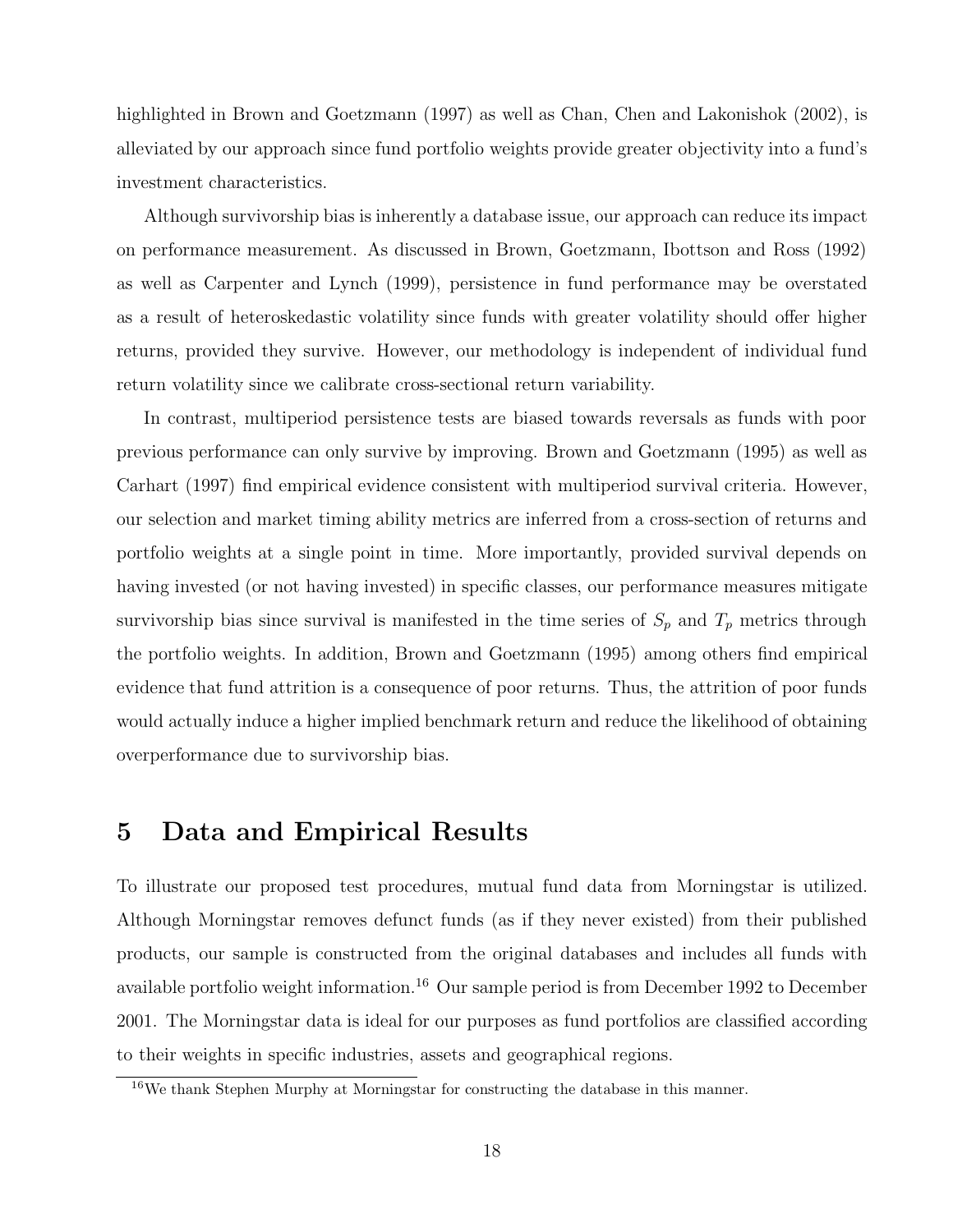highlighted in Brown and Goetzmann (1997) as well as Chan, Chen and Lakonishok (2002), is alleviated by our approach since fund portfolio weights provide greater objectivity into a fund's investment characteristics.

Although survivorship bias is inherently a database issue, our approach can reduce its impact on performance measurement. As discussed in Brown, Goetzmann, Ibottson and Ross (1992) as well as Carpenter and Lynch (1999), persistence in fund performance may be overstated as a result of heteroskedastic volatility since funds with greater volatility should offer higher returns, provided they survive. However, our methodology is independent of individual fund return volatility since we calibrate cross-sectional return variability.

In contrast, multiperiod persistence tests are biased towards reversals as funds with poor previous performance can only survive by improving. Brown and Goetzmann (1995) as well as Carhart (1997) find empirical evidence consistent with multiperiod survival criteria. However, our selection and market timing ability metrics are inferred from a cross-section of returns and portfolio weights at a single point in time. More importantly, provided survival depends on having invested (or not having invested) in specific classes, our performance measures mitigate survivorship bias since survival is manifested in the time series of $S_p$ and $T_p$ metrics through the portfolio weights. In addition, Brown and Goetzmann (1995) among others find empirical evidence that fund attrition is a consequence of poor returns. Thus, the attrition of poor funds would actually induce a higher implied benchmark return and reduce the likelihood of obtaining overperformance due to survivorship bias.

# 5 Data and Empirical Results

To illustrate our proposed test procedures, mutual fund data from Morningstar is utilized. Although Morningstar removes defunct funds (as if they never existed) from their published products, our sample is constructed from the original databases and includes all funds with available portfolio weight information.[16] Our sample period is from December 1992 to December 2001. The Morningstar data is ideal for our purposes as fund portfolios are classified according to their weights in specific industries, assets and geographical regions.

[16] We thank Stephen Murphy at Morningstar for constructing the database in this manner.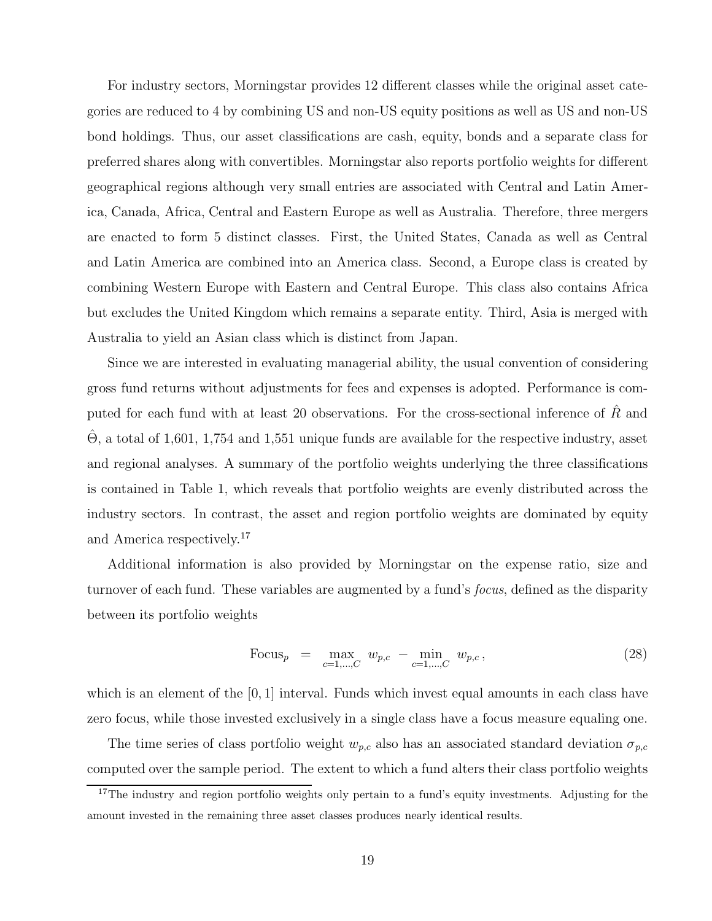For industry sectors, Morningstar provides 12 different classes while the original asset categories are reduced to 4 by combining US and non-US equity positions as well as US and non-US bond holdings. Thus, our asset classifications are cash, equity, bonds and a separate class for preferred shares along with convertibles. Morningstar also reports portfolio weights for different geographical regions although very small entries are associated with Central and Latin America, Canada, Africa, Central and Eastern Europe as well as Australia. Therefore, three mergers are enacted to form 5 distinct classes. First, the United States, Canada as well as Central and Latin America are combined into an America class. Second, a Europe class is created by combining Western Europe with Eastern and Central Europe. This class also contains Africa but excludes the United Kingdom which remains a separate entity. Third, Asia is merged with Australia to yield an Asian class which is distinct from Japan.

Since we are interested in evaluating managerial ability, the usual convention of considering gross fund returns without adjustments for fees and expenses is adopted. Performance is computed for each fund with at least 20 observations. For the cross-sectional inference of $\hat{R}$ and $\hat{\Theta}$, a total of 1,601, 1,754 and 1,551 unique funds are available for the respective industry, asset and regional analyses. A summary of the portfolio weights underlying the three classifications is contained in Table 1, which reveals that portfolio weights are evenly distributed across the industry sectors. In contrast, the asset and region portfolio weights are dominated by equity and America respectively.[17]

Additional information is also provided by Morningstar on the expense ratio, size and turnover of each fund. These variables are augmented by a fund's *focus*, defined as the disparity between its portfolio weights

$$\text{Focus}_p \;=\; \max_{c=1,\ldots,C}\; w_{p,c} \;-\; \min_{c=1,\ldots,C}\; w_{p,c}\,, \tag{28}$$

which is an element of the $[0, 1]$ interval. Funds which invest equal amounts in each class have zero focus, while those invested exclusively in a single class have a focus measure equaling one.

The time series of class portfolio weight $w_{p,c}$ also has an associated standard deviation $\sigma_{p,c}$ computed over the sample period. The extent to which a fund alters their class portfolio weights

[17] The industry and region portfolio weights only pertain to a fund's equity investments. Adjusting for the amount invested in the remaining three asset classes produces nearly identical results.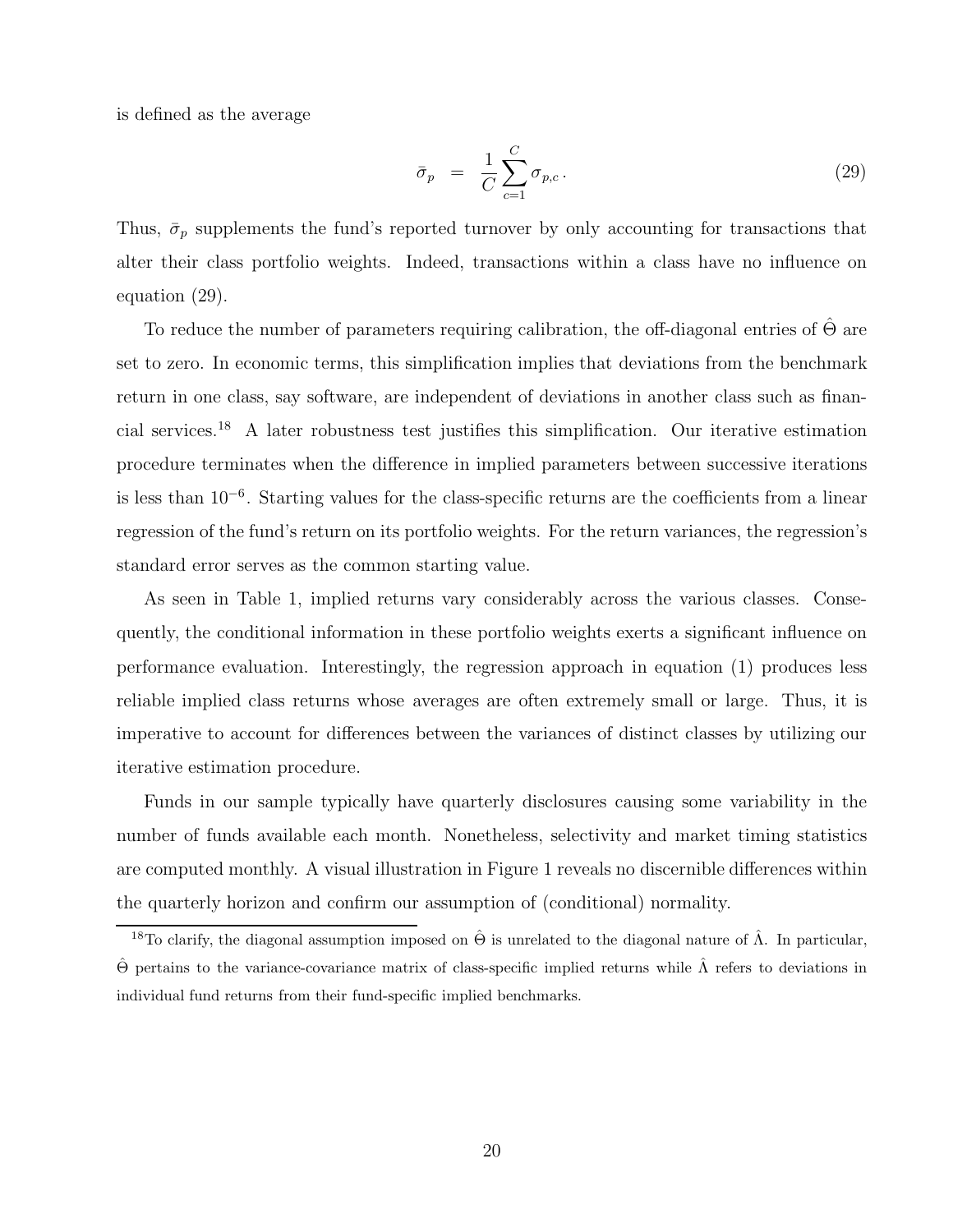is defined as the average

$$\bar{\sigma}_p = \frac{1}{C} \sum_{c=1}^{C} \sigma_{p,c} \,. \tag{29}$$

Thus, $\bar{\sigma}_p$ supplements the fund's reported turnover by only accounting for transactions that alter their class portfolio weights. Indeed, transactions within a class have no influence on equation (29).

To reduce the number of parameters requiring calibration, the off-diagonal entries of $\hat{\Theta}$ are set to zero. In economic terms, this simplification implies that deviations from the benchmark return in one class, say software, are independent of deviations in another class such as financial services.[18] A later robustness test justifies this simplification. Our iterative estimation procedure terminates when the difference in implied parameters between successive iterations is less than $10^{-6}$. Starting values for the class-specific returns are the coefficients from a linear regression of the fund's return on its portfolio weights. For the return variances, the regression's standard error serves as the common starting value.

As seen in Table 1, implied returns vary considerably across the various classes. Consequently, the conditional information in these portfolio weights exerts a significant influence on performance evaluation. Interestingly, the regression approach in equation (1) produces less reliable implied class returns whose averages are often extremely small or large. Thus, it is imperative to account for differences between the variances of distinct classes by utilizing our iterative estimation procedure.

Funds in our sample typically have quarterly disclosures causing some variability in the number of funds available each month. Nonetheless, selectivity and market timing statistics are computed monthly. A visual illustration in Figure 1 reveals no discernible differences within the quarterly horizon and confirm our assumption of (conditional) normality.

[18] To clarify, the diagonal assumption imposed on $\hat{\Theta}$ is unrelated to the diagonal nature of $\hat{\Lambda}$. In particular, $\hat{\Theta}$ pertains to the variance-covariance matrix of class-specific implied returns while $\hat{\Lambda}$ refers to deviations in individual fund returns from their fund-specific implied benchmarks.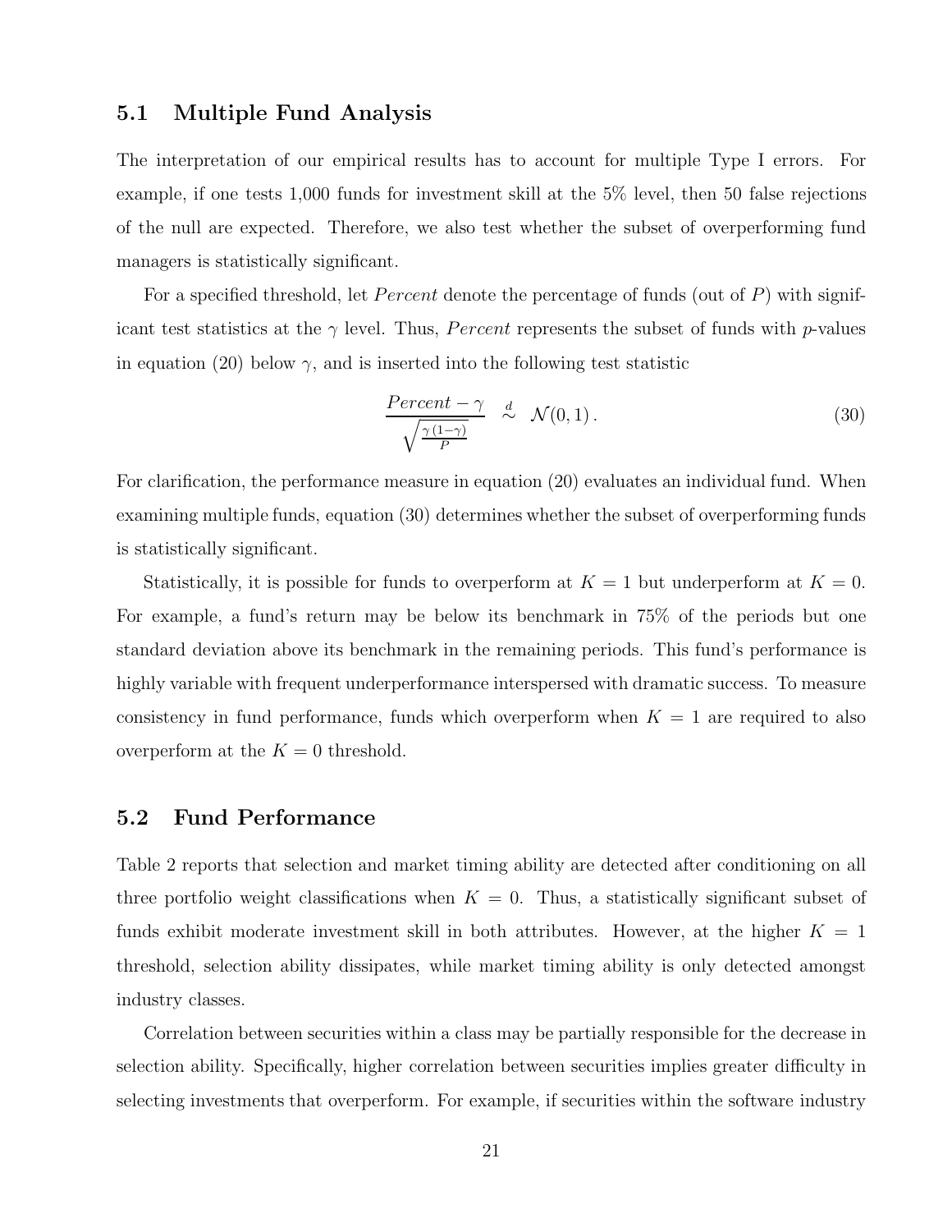## 5.1 Multiple Fund Analysis

The interpretation of our empirical results has to account for multiple Type I errors. For example, if one tests 1,000 funds for investment skill at the 5% level, then 50 false rejections of the null are expected. Therefore, we also test whether the subset of overperforming fund managers is statistically significant.

For a specified threshold, let *Percent* denote the percentage of funds (out of $P$) with significant test statistics at the $\gamma$ level. Thus, *Percent* represents the subset of funds with $p$-values in equation (20) below $\gamma$, and is inserted into the following test statistic

$$\frac{Percent - \gamma}{\sqrt{\frac{\gamma\,(1-\gamma)}{P}}} \overset{d}{\sim} \mathcal{N}(0,1)\,. \tag{30}$$

For clarification, the performance measure in equation (20) evaluates an individual fund. When examining multiple funds, equation (30) determines whether the subset of overperforming funds is statistically significant.

Statistically, it is possible for funds to overperform at $K = 1$ but underperform at $K = 0$. For example, a fund's return may be below its benchmark in 75% of the periods but one standard deviation above its benchmark in the remaining periods. This fund's performance is highly variable with frequent underperformance interspersed with dramatic success. To measure consistency in fund performance, funds which overperform when $K = 1$ are required to also overperform at the $K = 0$ threshold.

## 5.2 Fund Performance

Table 2 reports that selection and market timing ability are detected after conditioning on all three portfolio weight classifications when $K = 0$. Thus, a statistically significant subset of funds exhibit moderate investment skill in both attributes. However, at the higher $K = 1$ threshold, selection ability dissipates, while market timing ability is only detected amongst industry classes.

Correlation between securities within a class may be partially responsible for the decrease in selection ability. Specifically, higher correlation between securities implies greater difficulty in selecting investments that overperform. For example, if securities within the software industry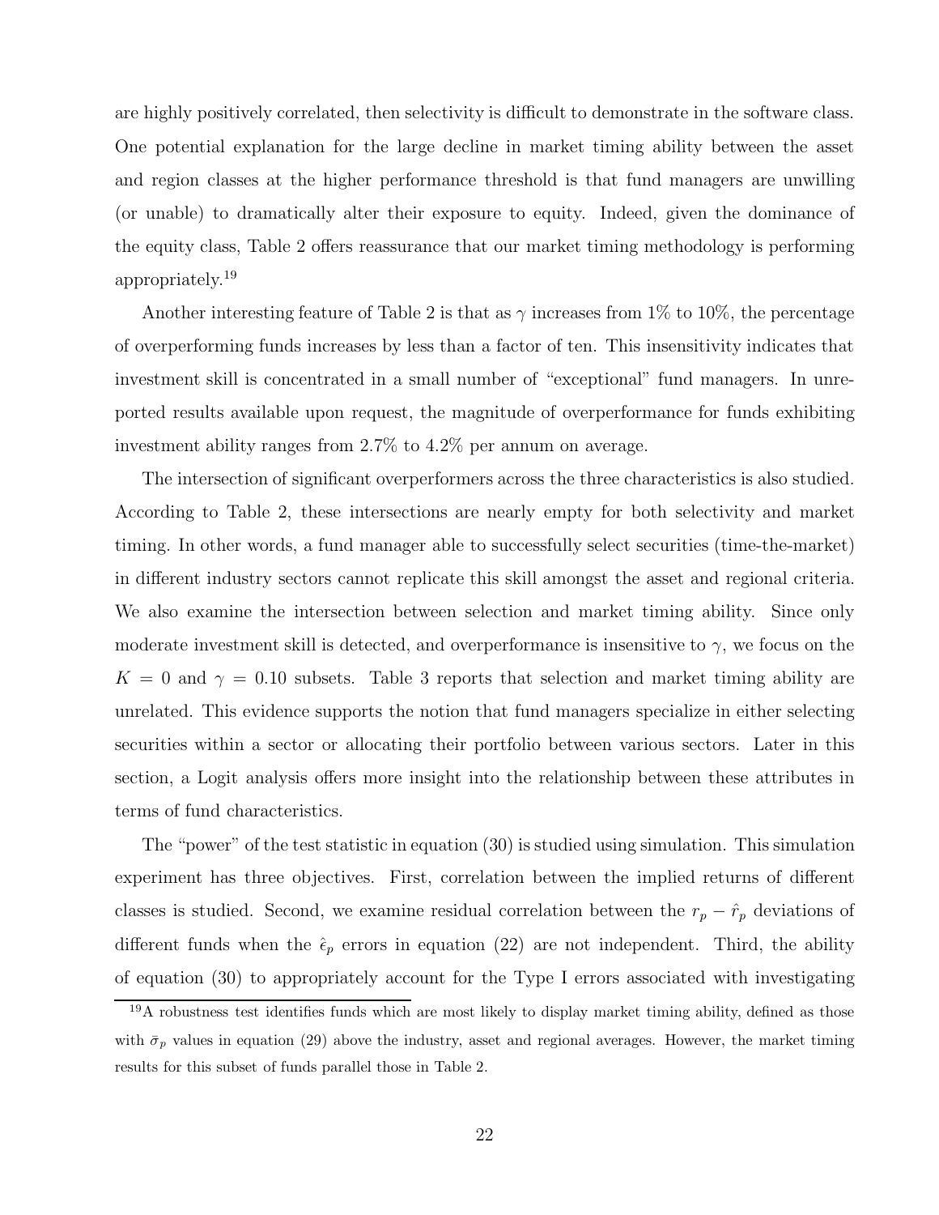are highly positively correlated, then selectivity is difficult to demonstrate in the software class. One potential explanation for the large decline in market timing ability between the asset and region classes at the higher performance threshold is that fund managers are unwilling (or unable) to dramatically alter their exposure to equity. Indeed, given the dominance of the equity class, Table 2 offers reassurance that our market timing methodology is performing appropriately.[19]

Another interesting feature of Table 2 is that as $\gamma$ increases from 1% to 10%, the percentage of overperforming funds increases by less than a factor of ten. This insensitivity indicates that investment skill is concentrated in a small number of "exceptional" fund managers. In unreported results available upon request, the magnitude of overperformance for funds exhibiting investment ability ranges from 2.7% to 4.2% per annum on average.

The intersection of significant overperformers across the three characteristics is also studied. According to Table 2, these intersections are nearly empty for both selectivity and market timing. In other words, a fund manager able to successfully select securities (time-the-market) in different industry sectors cannot replicate this skill amongst the asset and regional criteria. We also examine the intersection between selection and market timing ability. Since only moderate investment skill is detected, and overperformance is insensitive to $\gamma$, we focus on the $K = 0$ and $\gamma = 0.10$ subsets. Table 3 reports that selection and market timing ability are unrelated. This evidence supports the notion that fund managers specialize in either selecting securities within a sector or allocating their portfolio between various sectors. Later in this section, a Logit analysis offers more insight into the relationship between these attributes in terms of fund characteristics.

The "power" of the test statistic in equation (30) is studied using simulation. This simulation experiment has three objectives. First, correlation between the implied returns of different classes is studied. Second, we examine residual correlation between the $r_p - \hat{r}_p$ deviations of different funds when the $\hat{\epsilon}_p$ errors in equation (22) are not independent. Third, the ability of equation (30) to appropriately account for the Type I errors associated with investigating

[19] A robustness test identifies funds which are most likely to display market timing ability, defined as those with $\bar{\sigma}_p$ values in equation (29) above the industry, asset and regional averages. However, the market timing results for this subset of funds parallel those in Table 2.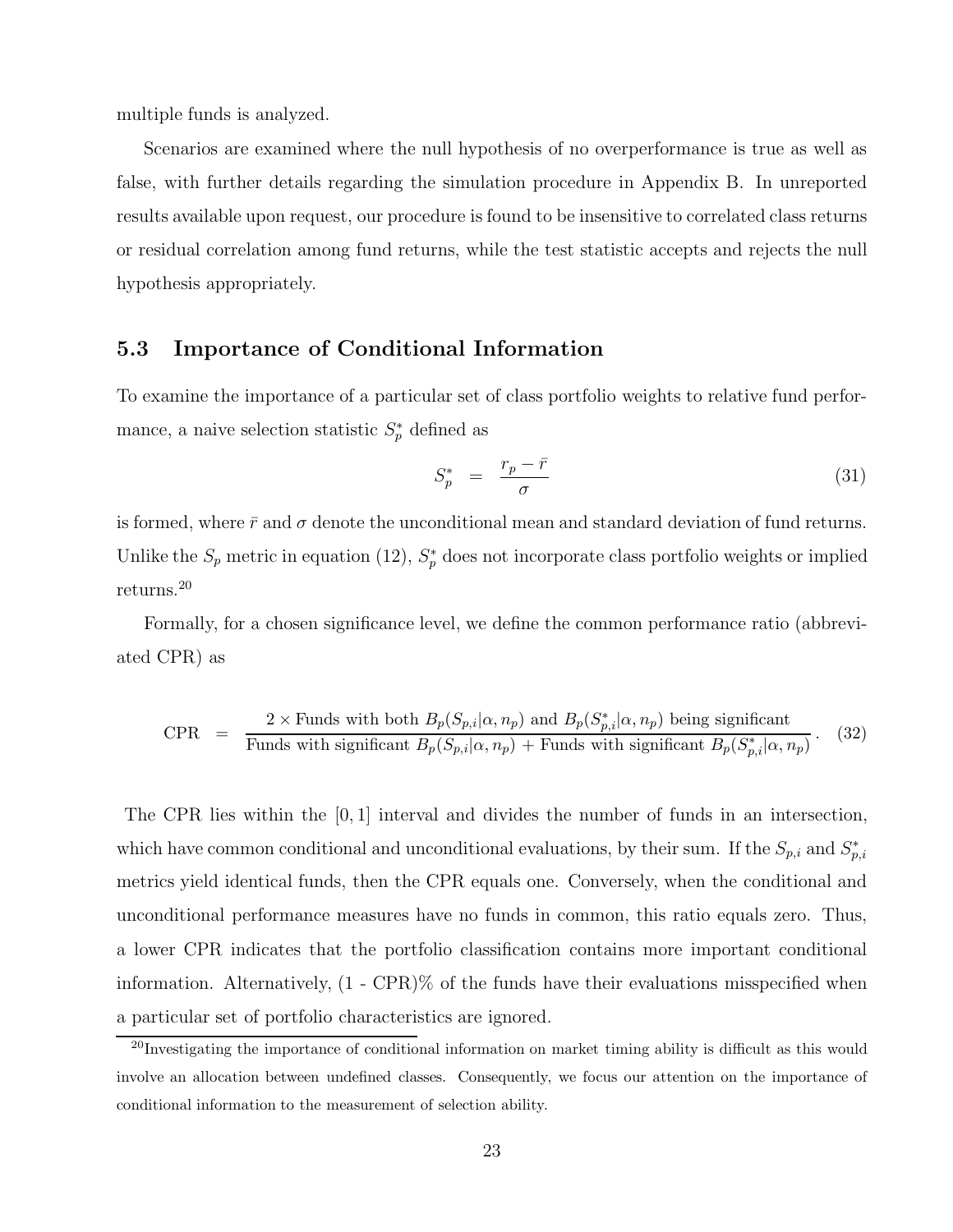multiple funds is analyzed.

Scenarios are examined where the null hypothesis of no overperformance is true as well as false, with further details regarding the simulation procedure in Appendix B. In unreported results available upon request, our procedure is found to be insensitive to correlated class returns or residual correlation among fund returns, while the test statistic accepts and rejects the null hypothesis appropriately.

## 5.3 Importance of Conditional Information

To examine the importance of a particular set of class portfolio weights to relative fund performance, a naive selection statistic $S_p^*$ defined as

$$S_p^* \;=\; \frac{r_p - \bar{r}}{\sigma} \tag{31}$$

is formed, where $\bar{r}$ and $\sigma$ denote the unconditional mean and standard deviation of fund returns. Unlike the $S_p$ metric in equation (12), $S_p^*$ does not incorporate class portfolio weights or implied returns.[20]

Formally, for a chosen significance level, we define the common performance ratio (abbreviated CPR) as

$$\text{CPR} \;=\; \frac{2 \times \text{Funds with both } B_p(S_{p,i}|\alpha, n_p) \text{ and } B_p(S_{p,i}^*|\alpha, n_p) \text{ being significant}}{\text{Funds with significant } B_p(S_{p,i}|\alpha, n_p) + \text{Funds with significant } B_p(S_{p,i}^*|\alpha, n_p)}\,. \tag{32}$$

The CPR lies within the $[0, 1]$ interval and divides the number of funds in an intersection, which have common conditional and unconditional evaluations, by their sum. If the $S_{p,i}$ and $S_{p,i}^*$ metrics yield identical funds, then the CPR equals one. Conversely, when the conditional and unconditional performance measures have no funds in common, this ratio equals zero. Thus, a lower CPR indicates that the portfolio classification contains more important conditional information. Alternatively, (1 - CPR)% of the funds have their evaluations misspecified when a particular set of portfolio characteristics are ignored.

[20] Investigating the importance of conditional information on market timing ability is difficult as this would involve an allocation between undefined classes. Consequently, we focus our attention on the importance of conditional information to the measurement of selection ability.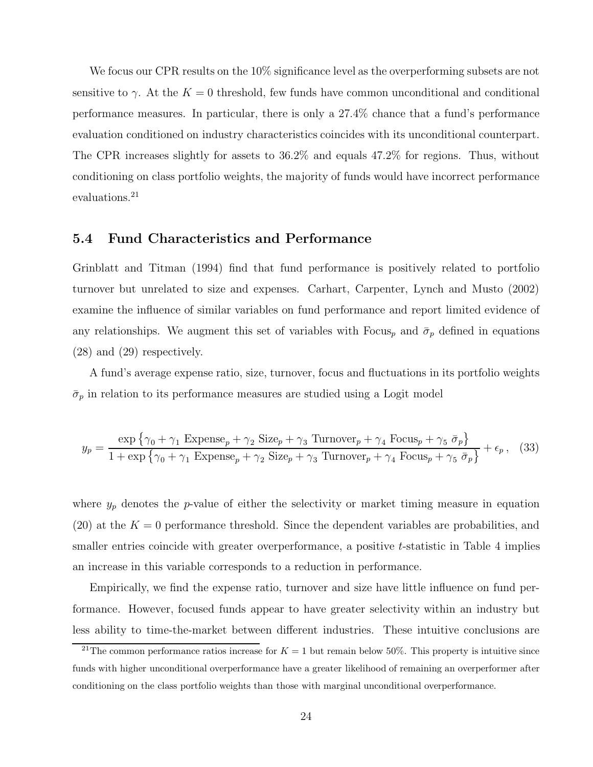We focus our CPR results on the 10% significance level as the overperforming subsets are not sensitive to $\gamma$. At the $K = 0$ threshold, few funds have common unconditional and conditional performance measures. In particular, there is only a 27.4% chance that a fund's performance evaluation conditioned on industry characteristics coincides with its unconditional counterpart. The CPR increases slightly for assets to 36.2% and equals 47.2% for regions. Thus, without conditioning on class portfolio weights, the majority of funds would have incorrect performance evaluations.[21]

## 5.4 Fund Characteristics and Performance

Grinblatt and Titman (1994) find that fund performance is positively related to portfolio turnover but unrelated to size and expenses. Carhart, Carpenter, Lynch and Musto (2002) examine the influence of similar variables on fund performance and report limited evidence of any relationships. We augment this set of variables with $\text{Focus}_p$ and $\bar{\sigma}_p$ defined in equations (28) and (29) respectively.

A fund's average expense ratio, size, turnover, focus and fluctuations in its portfolio weights $\bar{\sigma}_p$ in relation to its performance measures are studied using a Logit model

$$y_p = \frac{\exp\left\{\gamma_0 + \gamma_1 \text{ Expense}_p + \gamma_2 \text{ Size}_p + \gamma_3 \text{ Turnover}_p + \gamma_4 \text{ Focus}_p + \gamma_5 \; \bar{\sigma}_p\right\}}{1 + \exp\left\{\gamma_0 + \gamma_1 \text{ Expense}_p + \gamma_2 \text{ Size}_p + \gamma_3 \text{ Turnover}_p + \gamma_4 \text{ Focus}_p + \gamma_5 \; \bar{\sigma}_p\right\}} + \epsilon_p \,, \quad (33)$$

where $y_p$ denotes the $p$-value of either the selectivity or market timing measure in equation (20) at the $K = 0$ performance threshold. Since the dependent variables are probabilities, and smaller entries coincide with greater overperformance, a positive $t$-statistic in Table 4 implies an increase in this variable corresponds to a reduction in performance.

Empirically, we find the expense ratio, turnover and size have little influence on fund performance. However, focused funds appear to have greater selectivity within an industry but less ability to time-the-market between different industries. These intuitive conclusions are

[21] The common performance ratios increase for $K = 1$ but remain below 50%. This property is intuitive since funds with higher unconditional overperformance have a greater likelihood of remaining an overperformer after conditioning on the class portfolio weights than those with marginal unconditional overperformance.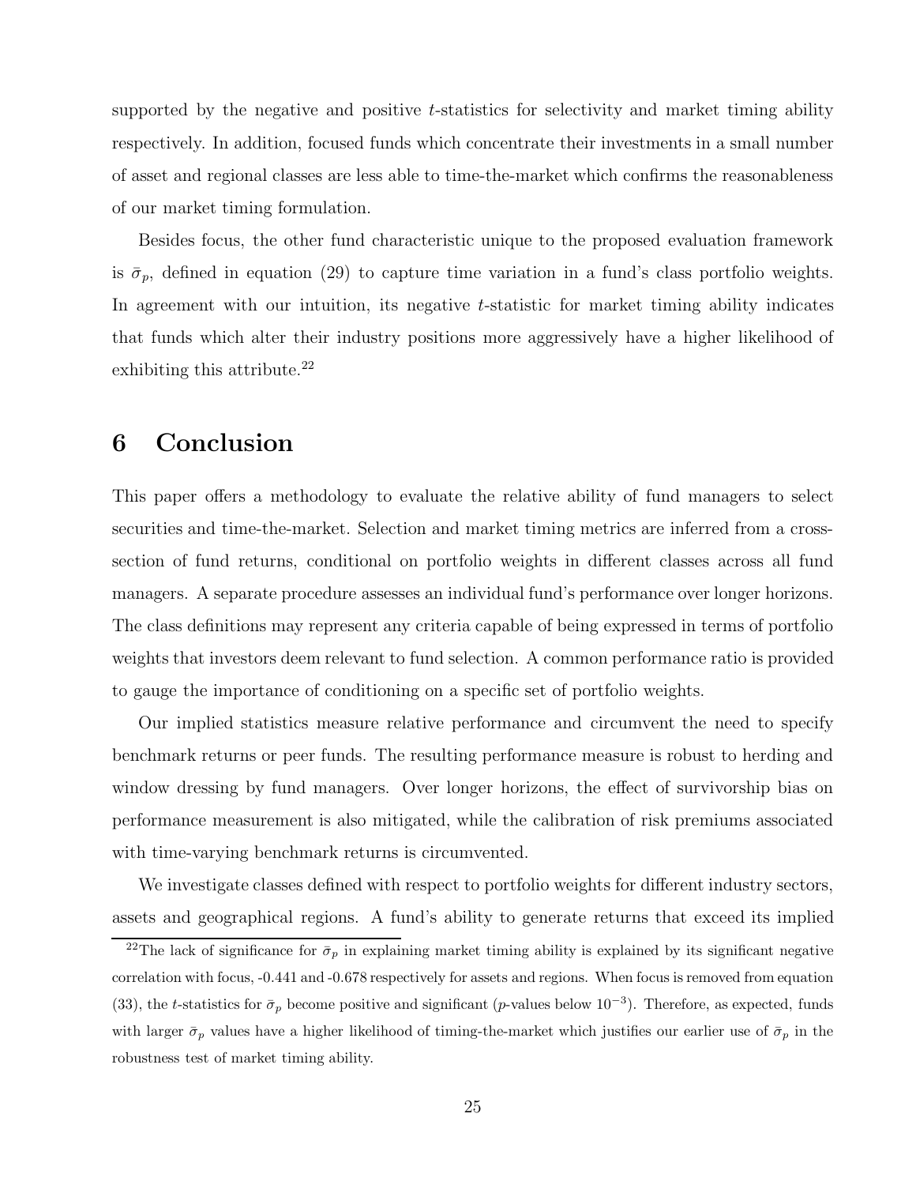supported by the negative and positive $t$-statistics for selectivity and market timing ability respectively. In addition, focused funds which concentrate their investments in a small number of asset and regional classes are less able to time-the-market which confirms the reasonableness of our market timing formulation.

Besides focus, the other fund characteristic unique to the proposed evaluation framework is $\bar{\sigma}_p$, defined in equation (29) to capture time variation in a fund's class portfolio weights. In agreement with our intuition, its negative $t$-statistic for market timing ability indicates that funds which alter their industry positions more aggressively have a higher likelihood of exhibiting this attribute.[22]

# 6 Conclusion

This paper offers a methodology to evaluate the relative ability of fund managers to select securities and time-the-market. Selection and market timing metrics are inferred from a cross-section of fund returns, conditional on portfolio weights in different classes across all fund managers. A separate procedure assesses an individual fund's performance over longer horizons. The class definitions may represent any criteria capable of being expressed in terms of portfolio weights that investors deem relevant to fund selection. A common performance ratio is provided to gauge the importance of conditioning on a specific set of portfolio weights.

Our implied statistics measure relative performance and circumvent the need to specify benchmark returns or peer funds. The resulting performance measure robust to herding and window dressing by fund managers. Over longer horizons, the effect of survivorship bias on performance measurement is also mitigated, while the calibration of risk premiums associated with time-varying benchmark returns is circumvented.

We investigate classes defined with respect to portfolio weights for different industry sectors, assets and geographical regions. A fund's ability to generate returns that exceed its implied

[22]The lack of significance for $\bar{\sigma}_p$ in explaining market timing ability is explained by its significant negative correlation with focus, -0.441 and -0.678 respectively for assets and regions. When focus is removed from equation (33), the $t$-statistics for $\bar{\sigma}_p$ become positive and significant ($p$-values below $10^{-3}$). Therefore, as expected, funds with larger $\bar{\sigma}_p$ values have a higher likelihood of timing-the-market which justifies our earlier use of $\bar{\sigma}_p$ in the robustness test of market timing ability.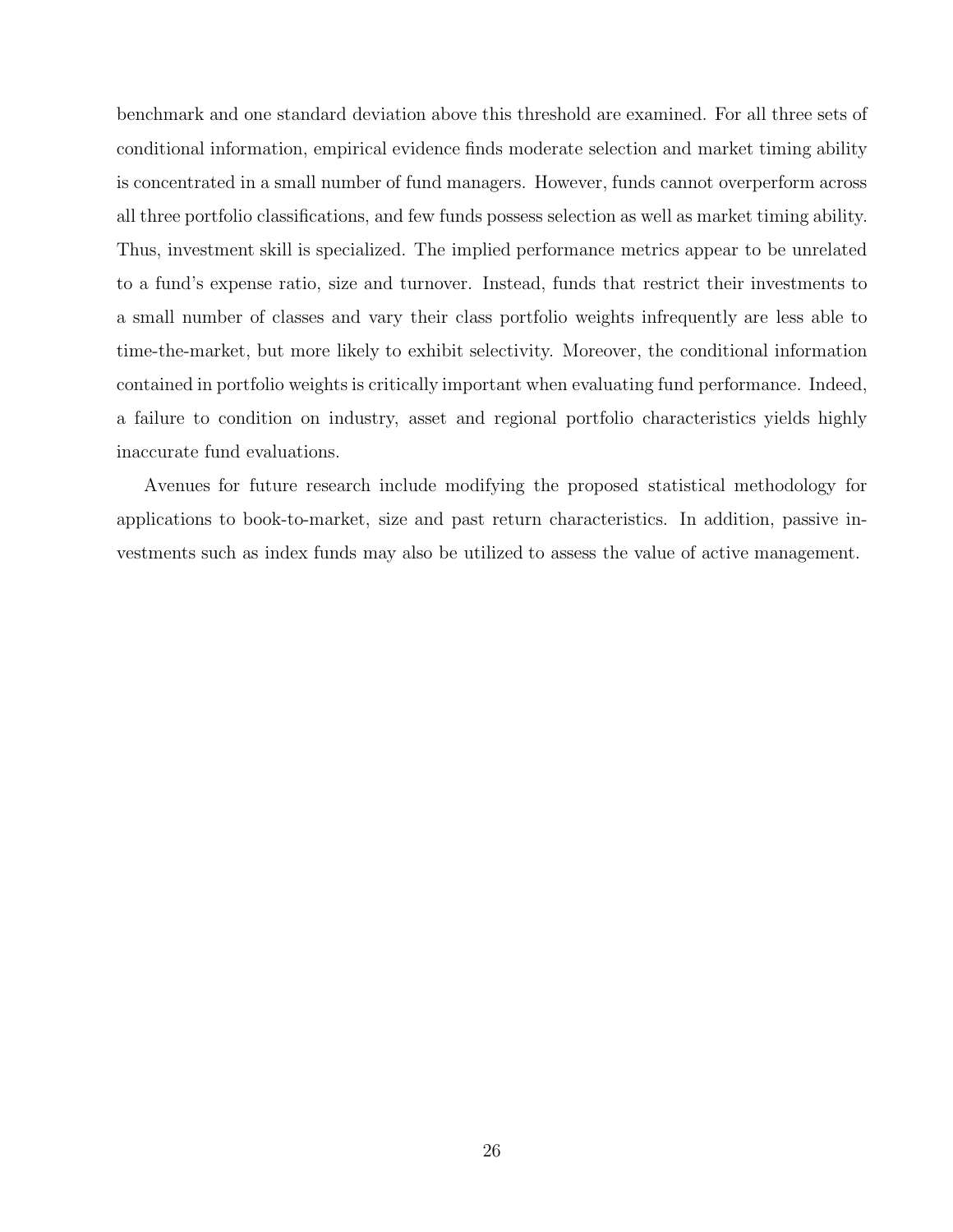benchmark and one standard deviation above this threshold are examined. For all three sets of conditional information, empirical evidence finds moderate selection and market timing ability is concentrated in a small number of fund managers. However, funds cannot overperform across all three portfolio classifications, and few funds possess selection as well as market timing ability. Thus, investment skill is specialized. The implied performance metrics appear to be unrelated to a fund's expense ratio, size and turnover. Instead, funds that restrict their investments to a small number of classes and vary their class portfolio weights infrequently are less able to time-the-market, but more likely to exhibit selectivity. Moreover, the conditional information contained in portfolio weights is critically important when evaluating fund performance. Indeed, a failure to condition on industry, asset and regional portfolio characteristics yields highly inaccurate fund evaluations.

Avenues for future research include modifying the proposed statistical methodology for applications to book-to-market, size and past return characteristics. In addition, passive investments such as index funds may also be utilized to assess the value of active management.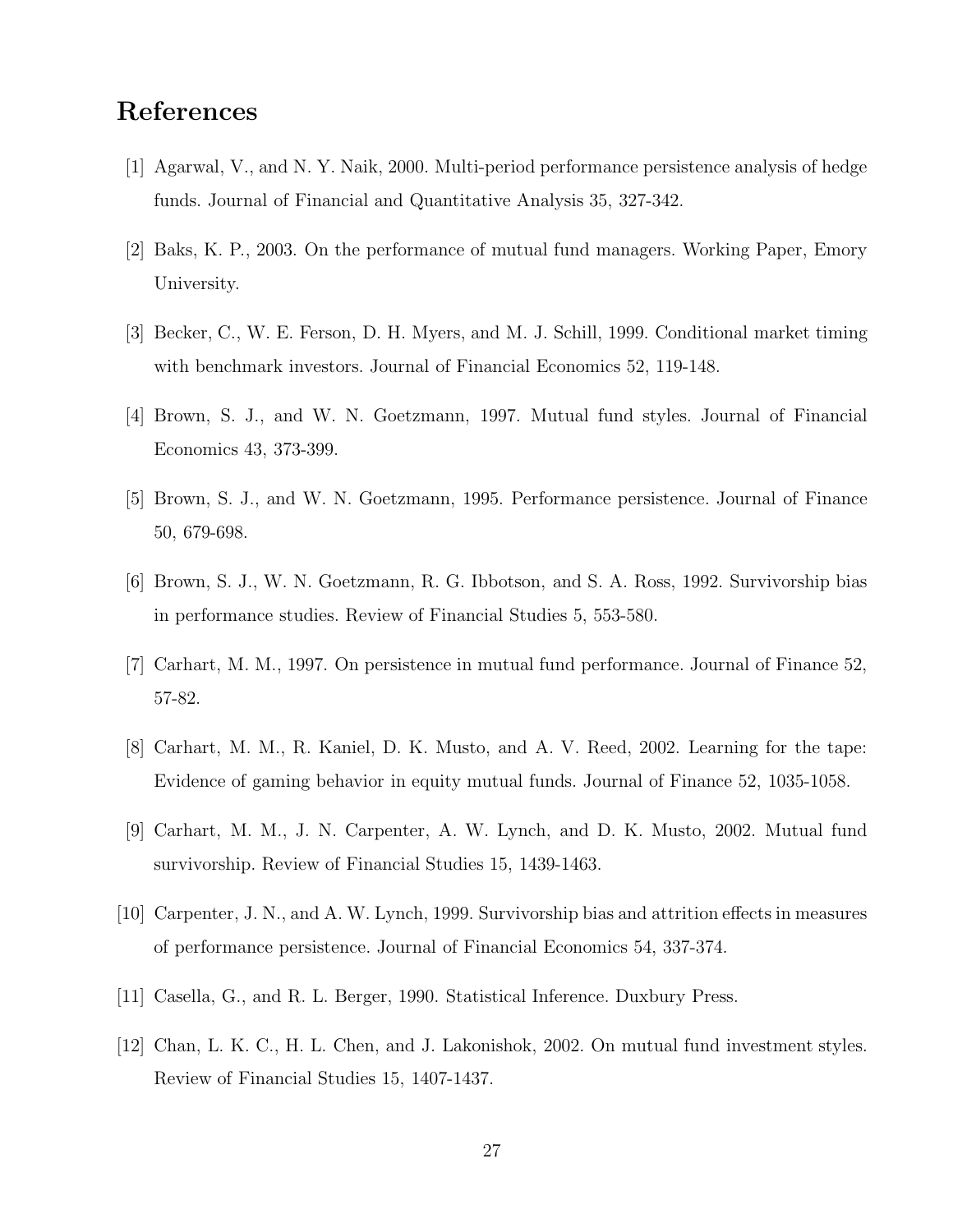# References

[1] Agarwal, V., and N. Y. Naik, 2000. Multi-period performance persistence analysis of hedge funds. Journal of Financial and Quantitative Analysis 35, 327-342.

[2] Baks, K. P., 2003. On the performance of mutual fund managers. Working Paper, Emory University.

[3] Becker, C., W. E. Ferson, D. H. Myers, and M. J. Schill, 1999. Conditional market timing with benchmark investors. Journal of Financial Economics 52, 119-148.

[4] Brown, S. J., and W. N. Goetzmann, 1997. Mutual fund styles. Journal of Financial Economics 43, 373-399.

[5] Brown, S. J., and W. N. Goetzmann, 1995. Performance persistence. Journal of Finance 50, 679-698.

[6] Brown, S. J., W. N. Goetzmann, R. G. Ibbotson, and S. A. Ross, 1992. Survivorship bias in performance studies. Review of Financial Studies 5, 553-580.

[7] Carhart, M. M., 1997. On persistence in mutual fund performance. Journal of Finance 52, 57-82.

[8] Carhart, M. M., R. Kaniel, D. K. Musto, and A. V. Reed, 2002. Learning for the tape: Evidence of gaming behavior in equity mutual funds. Journal of Finance 52, 1035-1058.

[9] Carhart, M. M., J. N. Carpenter, A. W. Lynch, and D. K. Musto, 2002. Mutual fund survivorship. Review of Financial Studies 15, 1439-1463.

[10] Carpenter, J. N., and A. W. Lynch, 1999. Survivorship bias and attrition effects in measures of performance persistence. Journal of Financial Economics 54, 337-374.

[11] Casella, G., and R. L. Berger, 1990. Statistical Inference. Duxbury Press.

[12] Chan, L. K. C., H. L. Chen, and J. Lakonishok, 2002. On mutual fund investment styles. Review of Financial Studies 15, 1407-1437.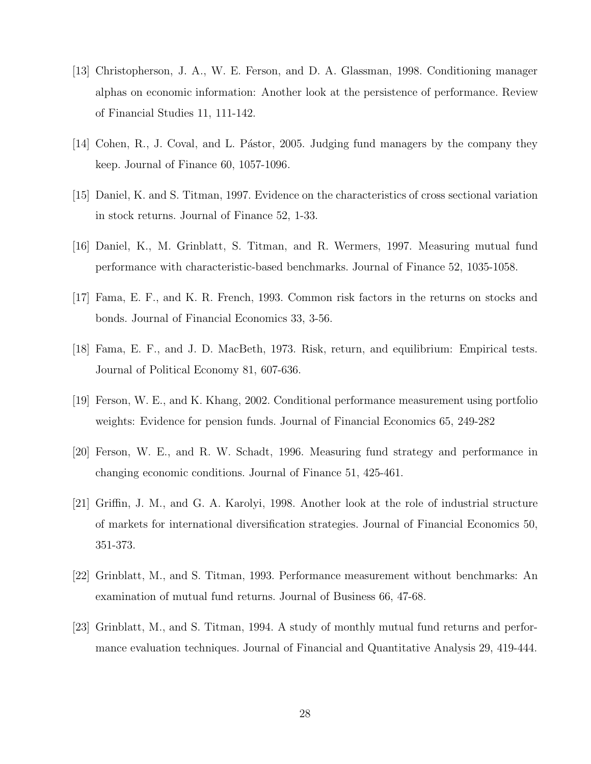[13] Christopherson, J. A., W. E. Ferson, and D. A. Glassman, 1998. Conditioning manager alphas on economic information: Another look at the persistence of performance. Review of Financial Studies 11, 111-142.

[14] Cohen, R., J. Coval, and L. Pástor, 2005. Judging fund managers by the company they keep. Journal of Finance 60, 1057-1096.

[15] Daniel, K. and S. Titman, 1997. Evidence on the characteristics of cross sectional variation in stock returns. Journal of Finance 52, 1-33.

[16] Daniel, K., M. Grinblatt, S. Titman, and R. Wermers, 1997. Measuring mutual fund performance with characteristic-based benchmarks. Journal of Finance 52, 1035-1058.

[17] Fama, E. F., and K. R. French, 1993. Common risk factors in the returns on stocks and bonds. Journal of Financial Economics 33, 3-56.

[18] Fama, E. F., and J. D. MacBeth, 1973. Risk, return, and equilibrium: Empirical tests. Journal of Political Economy 81, 607-636.

[19] Ferson, W. E., and K. Khang, 2002. Conditional performance measurement using portfolio weights: Evidence for pension funds. Journal of Financial Economics 65, 249-282

[20] Ferson, W. E., and R. W. Schadt, 1996. Measuring fund strategy and performance in changing economic conditions. Journal of Finance 51, 425-461.

[21] Griffin, J. M., and G. A. Karolyi, 1998. Another look at the role of industrial structure of markets for international diversification strategies. Journal of Financial Economics 50, 351-373.

[22] Grinblatt, M., and S. Titman, 1993. Performance measurement without benchmarks: An examination of mutual fund returns. Journal of Business 66, 47-68.

[23] Grinblatt, M., and S. Titman, 1994. A study of monthly mutual fund returns and performance evaluation techniques. Journal of Financial and Quantitative Analysis 29, 419-444.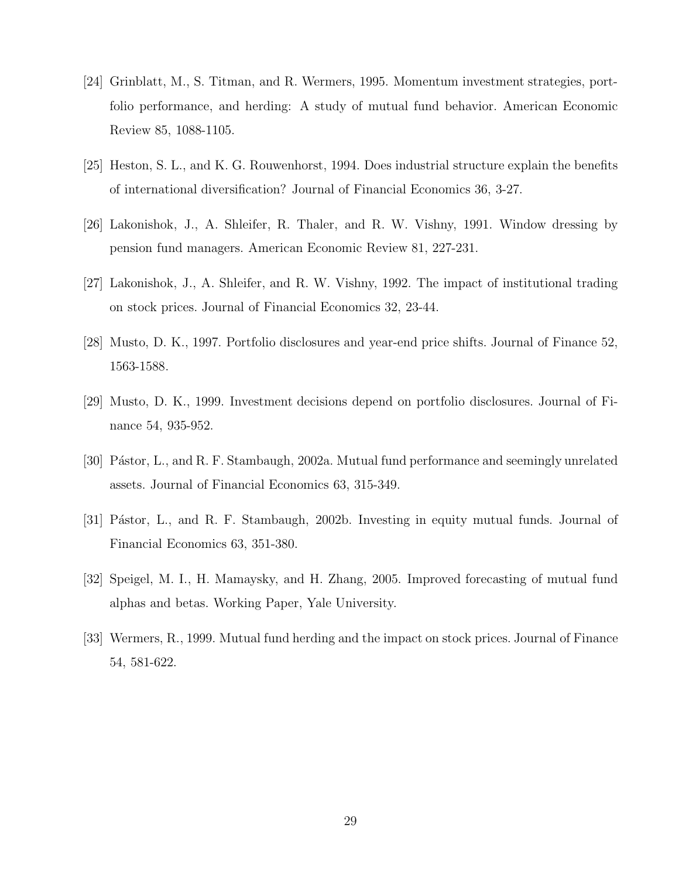[24] Grinblatt, M., S. Titman, and R. Wermers, 1995. Momentum investment strategies, portfolio performance, and herding: A study of mutual fund behavior. American Economic Review 85, 1088-1105.

[25] Heston, S. L., and K. G. Rouwenhorst, 1994. Does industrial structure explain the benefits of international diversification? Journal of Financial Economics 36, 3-27.

[26] Lakonishok, J., A. Shleifer, R. Thaler, and R. W. Vishny, 1991. Window dressing by pension fund managers. American Economic Review 81, 227-231.

[27] Lakonishok, J., A. Shleifer, and R. W. Vishny, 1992. The impact of institutional trading on stock prices. Journal of Financial Economics 32, 23-44.

[28] Musto, D. K., 1997. Portfolio disclosures and year-end price shifts. Journal of Finance 52, 1563-1588.

[29] Musto, D. K., 1999. Investment decisions depend on portfolio disclosures. Journal of Finance 54, 935-952.

[30] Pástor, L., and R. F. Stambaugh, 2002a. Mutual fund performance and seemingly unrelated assets. Journal of Financial Economics 63, 315-349.

[31] Pástor, L., and R. F. Stambaugh, 2002b. Investing in equity mutual funds. Journal of Financial Economics 63, 351-380.

[32] Speigel, M. I., H. Mamaysky, and H. Zhang, 2005. Improved forecasting of mutual fund alphas and betas. Working Paper, Yale University.

[33] Wermers, R., 1999. Mutual fund herding and the impact on stock prices. Journal of Finance 54, 581-622.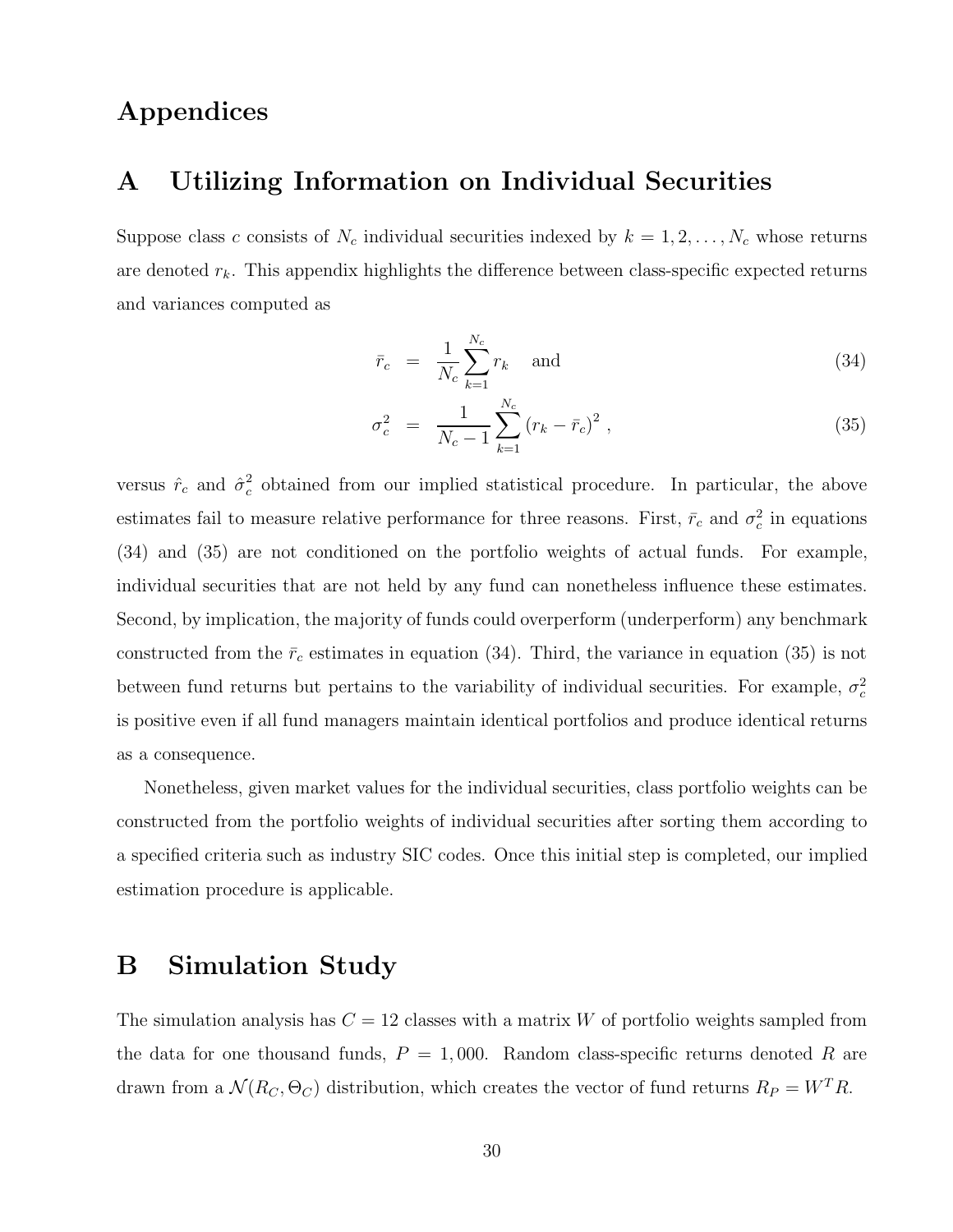# Appendices

## A Utilizing Information on Individual Securities

Suppose class $c$ consists of $N_c$ individual securities indexed by $k = 1, 2, \ldots, N_c$ whose returns are denoted $r_k$. This appendix highlights the difference between class-specific expected returns and variances computed as

$$\bar{r}_c = \frac{1}{N_c} \sum_{k=1}^{N_c} r_k \quad \text{and} \tag{34}$$

$$\sigma_c^2 = \frac{1}{N_c - 1} \sum_{k=1}^{N_c} \left( r_k - \bar{r}_c \right)^2 , \tag{35}$$

versus $\hat{r}_c$ and $\hat{\sigma}_c^2$ obtained from our implied statistical procedure. In particular, the above estimates fail to measure relative performance for three reasons. First, $\bar{r}_c$ and $\sigma_c^2$ in equations (34) and (35) are not conditioned on the portfolio weights of actual funds. For example, individual securities that are not held by any fund can nonetheless influence these estimates. Second, by implication, the majority of funds could overperform (underperform) any benchmark constructed from the $\bar{r}_c$ estimates in equation (34). Third, the variance in equation (35) is not between fund returns but pertains to the variability of individual securities. For example, $\sigma_c^2$ is positive even if all fund managers maintain identical portfolios and produce identical returns as a consequence.

Nonetheless, given market values for the individual securities, class portfolio weights can be constructed from the portfolio weights of individual securities after sorting them according to a specified criteria such as industry SIC codes. Once this initial step is completed, our implied estimation procedure is applicable.

## B Simulation Study

The simulation analysis has $C = 12$ classes with a matrix $W$ of portfolio weights sampled from the data for one thousand funds, $P = 1,000$. Random class-specific returns denoted $R$ are drawn from a $\mathcal{N}(R_C, \Theta_C)$ distribution, which creates the vector of fund returns $R_P = W^T R$.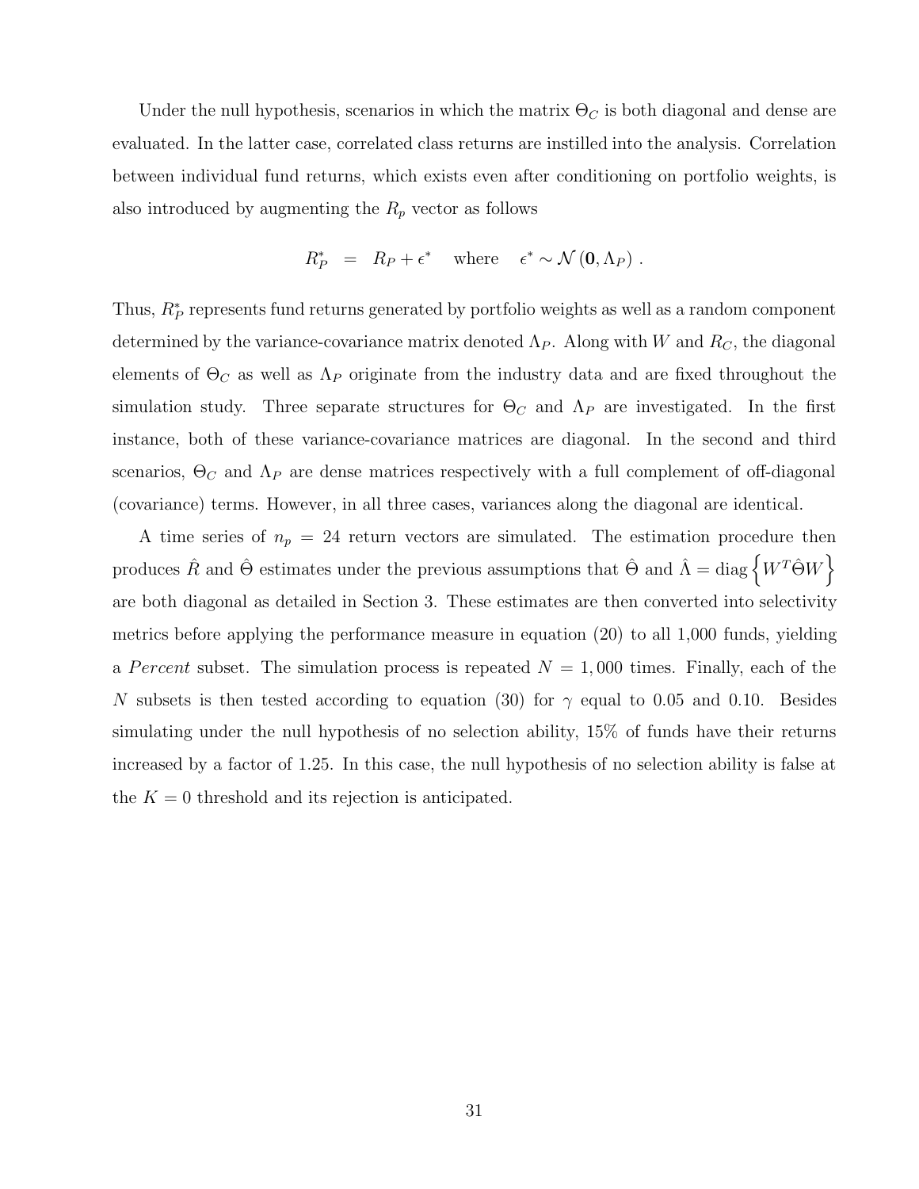Under the null hypothesis, scenarios in which the matrix $\Theta_C$ is both diagonal and dense are evaluated. In the latter case, correlated class returns are instilled into the analysis. Correlation between individual fund returns, which exists even after conditioning on portfolio weights, is also introduced by augmenting the $R_p$ vector as follows

$$R_P^* \quad = \quad R_P + \epsilon^* \quad \text{where} \quad \epsilon^* \sim \mathcal{N}\left(\mathbf{0}, \Lambda_P\right) .$$

Thus, $R_P^*$ represents fund returns generated by portfolio weights as well as a random component determined by the variance-covariance matrix denoted $\Lambda_P$. Along with $W$ and $R_C$, the diagonal elements of $\Theta_C$ as well as $\Lambda_P$ originate from the industry data and are fixed throughout the simulation study. Three separate structures for $\Theta_C$ and $\Lambda_P$ are investigated. In the first instance, both of these variance-covariance matrices are diagonal. In the second and third scenarios, $\Theta_C$ and $\Lambda_P$ are dense matrices respectively with a full complement of off-diagonal (covariance) terms. However, in all three cases, variances along the diagonal are identical.

A time series of $n_p = 24$ return vectors are simulated. The estimation procedure then produces $\hat{R}$ and $\hat{\Theta}$ estimates under the previous assumptions that $\hat{\Theta}$ and $\hat{\Lambda} = \text{diag}\left\{W^T \hat{\Theta} W\right\}$ are both diagonal as detailed in Section 3. These estimates are then converted into selectivity metrics before applying the performance measure in equation (20) to all 1,000 funds, yielding a *Percent* subset. The simulation process is repeated $N = 1,000$ times. Finally, each of the $N$ subsets is then tested according to equation (30) for $\gamma$ equal to 0.05 and 0.10. Besides simulating under the null hypothesis of no selection ability, 15% of funds have their returns increased by a factor of 1.25. In this case, the null hypothesis of no selection ability is false at the $K = 0$ threshold and its rejection is anticipated.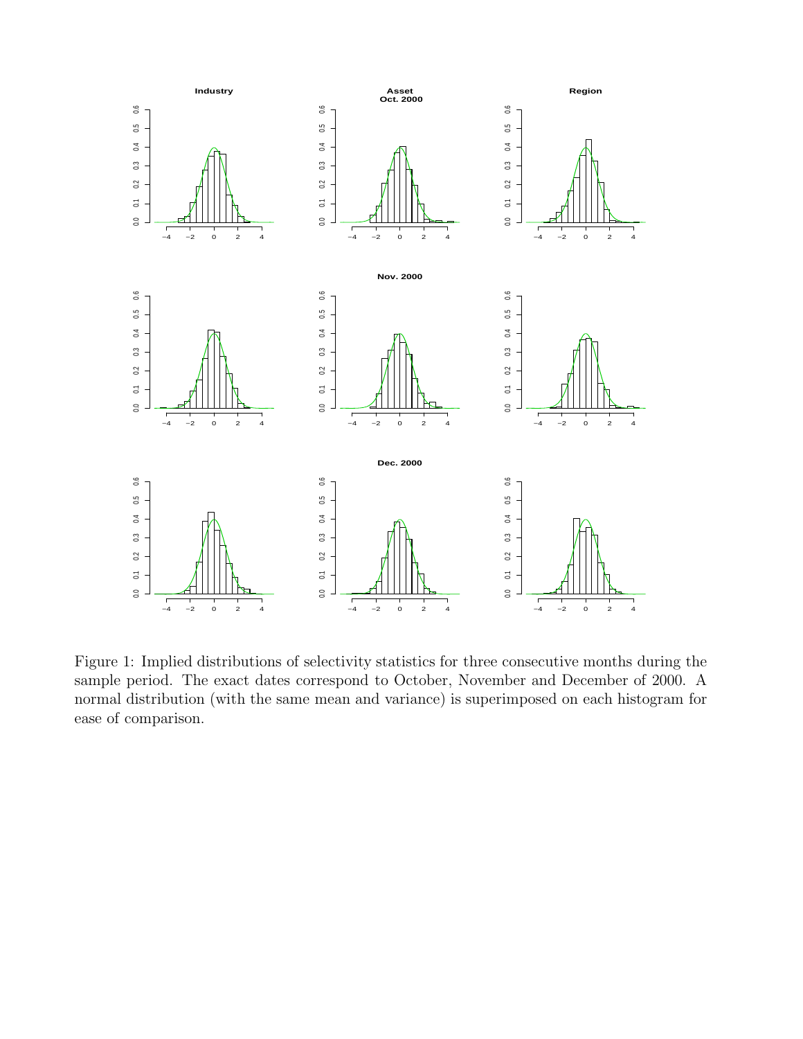Figure 1: Implied distributions of selectivity statistics for three consecutive months during the sample period. The exact dates correspond to October, November and December of 2000. A normal distribution (with the same mean and variance) is superimposed on each histogram for ease of comparison.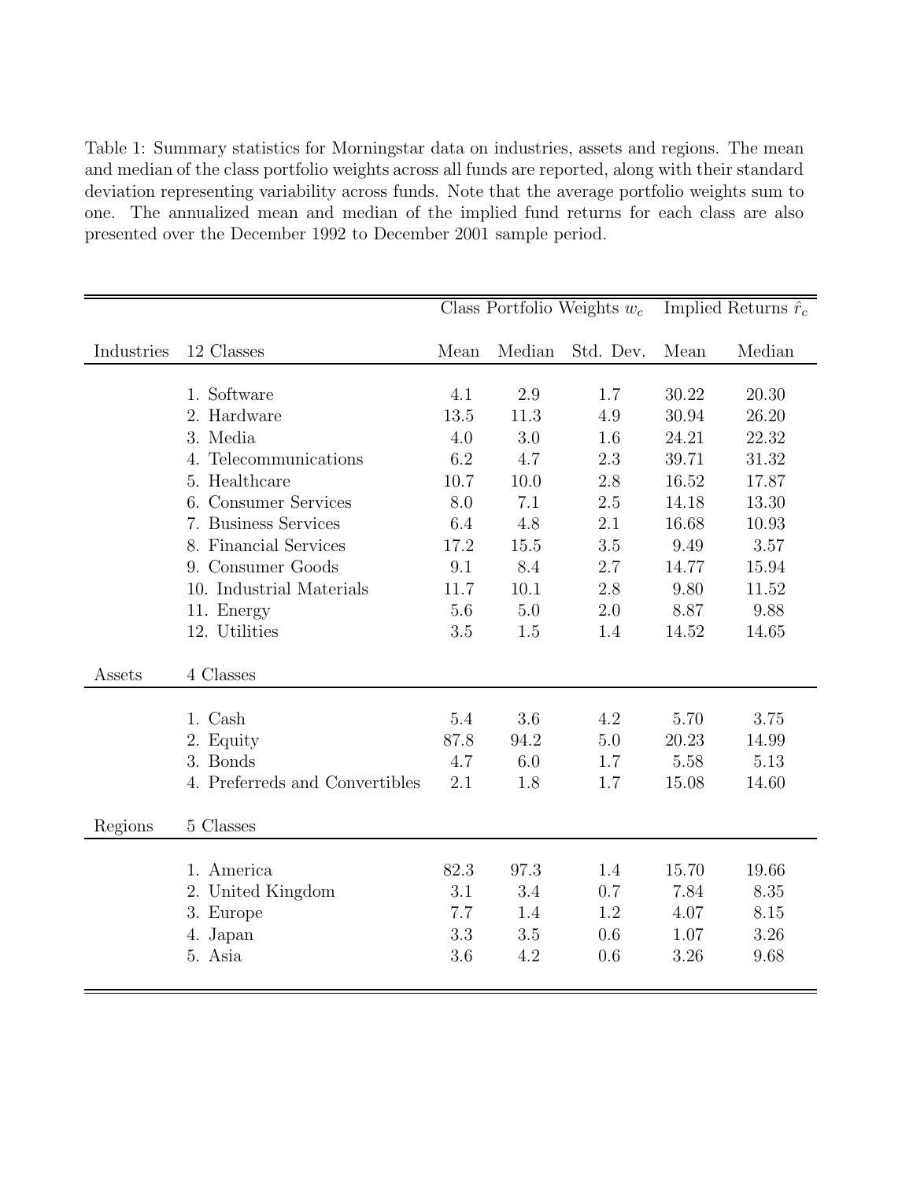Table 1: Summary statistics for Morningstar data on industries, assets and regions. The mean and median of the class portfolio weights across all funds are reported, along with their standard deviation representing variability across funds. Note that the average portfolio weights sum to one. The annualized mean and median of the implied fund returns for each class are also presented over the December 1992 to December 2001 sample period.

| | | Class Portfolio Weights $w_c$ | | | Implied Returns $\hat{r}_c$ | |
|---|---|---|---|---|---|---|
| Industries | 12 Classes | Mean | Median | Std. Dev. | Mean | Median |
| | 1. Software | 4.1 | 2.9 | 1.7 | 30.22 | 20.30 |
| | 2. Hardware | 13.5 | 11.3 | 4.9 | 30.94 | 26.20 |
| | 3. Media | 4.0 | 3.0 | 1.6 | 24.21 | 22.32 |
| | 4. Telecommunications | 6.2 | 4.7 | 2.3 | 39.71 | 31.32 |
| | 5. Healthcare | 10.7 | 10.0 | 2.8 | 16.52 | 17.87 |
| | 6. Consumer Services | 8.0 | 7.1 | 2.5 | 14.18 | 13.30 |
| | 7. Business Services | 6.4 | 4.8 | 2.1 | 16.68 | 10.93 |
| | 8. Financial Services | 17.2 | 15.5 | 3.5 | 9.49 | 3.57 |
| | 9. Consumer Goods | 9.1 | 8.4 | 2.7 | 14.77 | 15.94 |
| | 10. Industrial Materials | 11.7 | 10.1 | 2.8 | 9.80 | 11.52 |
| | 11. Energy | 5.6 | 5.0 | 2.0 | 8.87 | 9.88 |
| | 12. Utilities | 3.5 | 1.5 | 1.4 | 14.52 | 14.65 |
| Assets | 4 Classes | | | | | |
| | 1. Cash | 5.4 | 3.6 | 4.2 | 5.70 | 3.75 |
| | 2. Equity | 87.8 | 94.2 | 5.0 | 20.23 | 14.99 |
| | 3. Bonds | 4.7 | 6.0 | 1.7 | 5.58 | 5.13 |
| | 4. Preferreds and Convertibles | 2.1 | 1.8 | 1.7 | 15.08 | 14.60 |
| Regions | 5 Classes | | | | | |
| | 1. America | 82.3 | 97.3 | 1.4 | 15.70 | 19.66 |
| | 2. United Kingdom | 3.1 | 3.4 | 0.7 | 7.84 | 8.35 |
| | 3. Europe | 7.7 | 1.4 | 1.2 | 4.07 | 8.15 |
| | 4. Japan | 3.3 | 3.5 | 0.6 | 1.07 | 3.26 |
| | 5. Asia | 3.6 | 4.2 | 0.6 | 3.26 | 9.68 |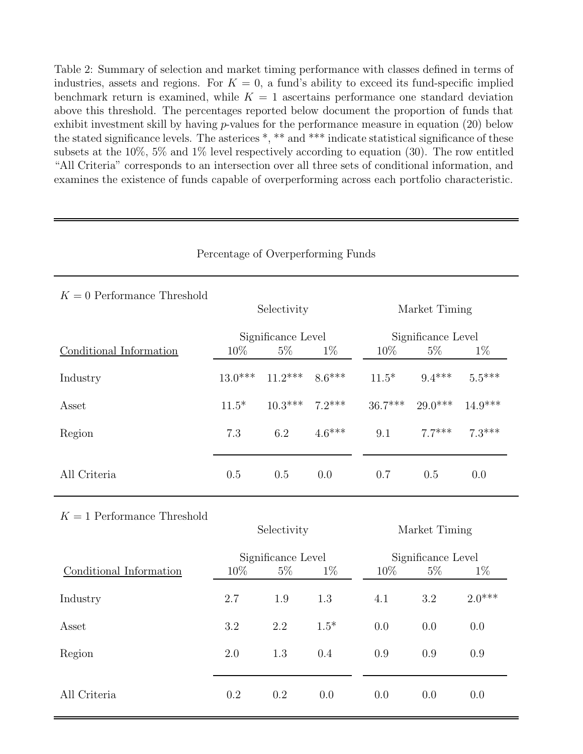Table 2: Summary of selection and market timing performance with classes defined in terms of industries, assets and regions. For $K = 0$, a fund's ability to exceed its fund-specific implied benchmark return is examined, while $K = 1$ ascertains performance one standard deviation above this threshold. The percentages reported below document the proportion of funds that exhibit investment skill by having $p$-values for the performance measure in equation (20) below the stated significance levels. The asterices *, ** and *** indicate statistical significance of these subsets at the 10%, 5% and 1% level respectively according to equation (30). The row entitled "All Criteria" corresponds to an intersection over all three sets of conditional information, and examines the existence of funds capable of overperforming across each portfolio characteristic.

**Percentage of Overperforming Funds**

| $K = 0$ Performance Threshold | Selectivity | | | Market Timing | | |
|---|---|---|---|---|---|---|
| | Significance Level | | | Significance Level | | |
| Conditional Information | 10% | 5% | 1% | 10% | 5% | 1% |
| Industry | 13.0*** | 11.2*** | 8.6*** | 11.5* | 9.4*** | 5.5*** |
| Asset | 11.5* | 10.3*** | 7.2*** | 36.7*** | 29.0*** | 14.9*** |
| Region | 7.3 | 6.2 | 4.6*** | 9.1 | 7.7*** | 7.3*** |
| All Criteria | 0.5 | 0.5 | 0.0 | 0.7 | 0.5 | 0.0 |

| $K = 1$ Performance Threshold | Selectivity | | | Market Timing | | |
|---|---|---|---|---|---|---|
| | Significance Level | | | Significance Level | | |
| Conditional Information | 10% | 5% | 1% | 10% | 5% | 1% |
| Industry | 2.7 | 1.9 | 1.3 | 4.1 | 3.2 | 2.0*** |
| Asset | 3.2 | 2.2 | 1.5* | 0.0 | 0.0 | 0.0 |
| Region | 2.0 | 1.3 | 0.4 | 0.9 | 0.9 | 0.9 |
| All Criteria | 0.2 | 0.2 | 0.0 | 0.0 | 0.0 | 0.0 |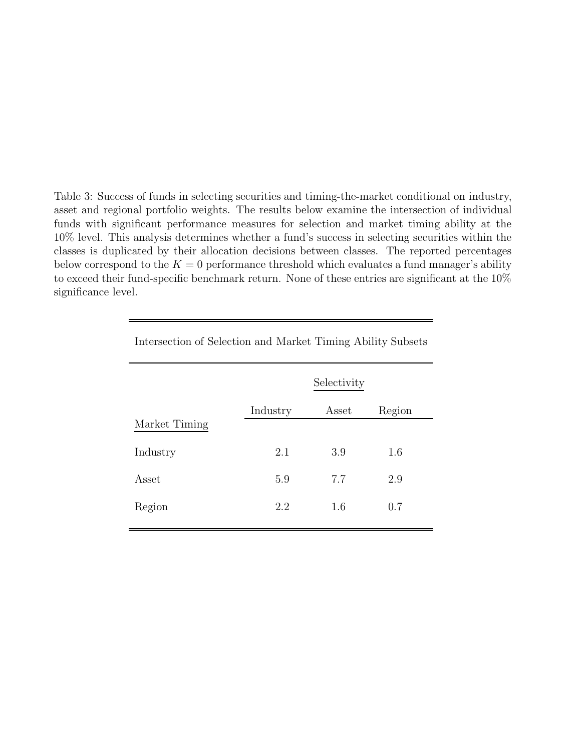Table 3: Success of funds in selecting securities and timing-the-market conditional on industry, asset and regional portfolio weights. The results below examine the intersection of individual funds with significant performance measures for selection and market timing ability at the 10% level. This analysis determines whether a fund's success in selecting securities within the classes is duplicated by their allocation decisions between classes. The reported percentages below correspond to the $K = 0$ performance threshold which evaluates a fund manager's ability to exceed their fund-specific benchmark return. None of these entries are significant at the 10% significance level.

| Intersection of Selection and Market Timing Ability Subsets | | | |
|---|---|---|---|
| | | Selectivity | |
| Market Timing | Industry | Asset | Region |
| Industry | 2.1 | 3.9 | 1.6 |
| Asset | 5.9 | 7.7 | 2.9 |
| Region | 2.2 | 1.6 | 0.7 |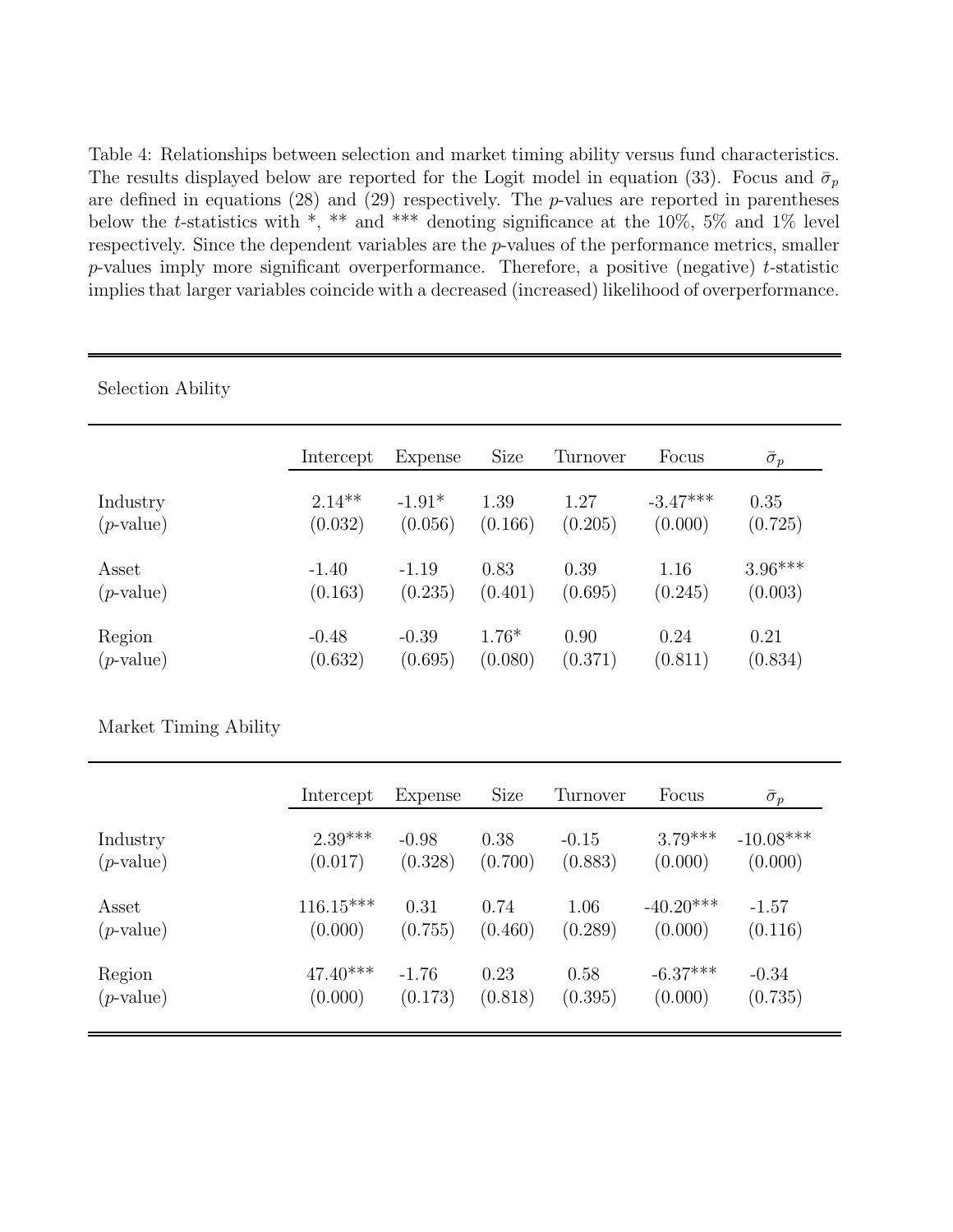Table 4: Relationships between selection and market timing ability versus fund characteristics. The results displayed below are reported for the Logit model in equation (33). Focus and $\bar{\sigma}_p$ are defined in equations (28) and (29) respectively. The $p$-values are reported in parentheses below the $t$-statistics with *, ** and *** denoting significance at the 10%, 5% and 1% level respectively. Since the dependent variables are the $p$-values of the performance metrics, smaller $p$-values imply more significant overperformance. Therefore, a positive (negative) $t$-statistic implies that larger variables coincide with a decreased (increased) likelihood of overperformance.

Selection Ability

| | Intercept | Expense | Size | Turnover | Focus | $\bar{\sigma}_p$ |
|---|---|---|---|---|---|---|
| Industry | 2.14** | -1.91* | 1.39 | 1.27 | -3.47*** | 0.35 |
| ($p$-value) | (0.032) | (0.056) | (0.166) | (0.205) | (0.000) | (0.725) |
| Asset | -1.40 | -1.19 | 0.83 | 0.39 | 1.16 | 3.96*** |
| ($p$-value) | (0.163) | (0.235) | (0.401) | (0.695) | (0.245) | (0.003) |
| Region | -0.48 | -0.39 | 1.76* | 0.90 | 0.24 | 0.21 |
| ($p$-value) | (0.632) | (0.695) | (0.080) | (0.371) | (0.811) | (0.834) |

Market Timing Ability

| | Intercept | Expense | Size | Turnover | Focus | $\bar{\sigma}_p$ |
|---|---|---|---|---|---|---|
| Industry | 2.39*** | -0.98 | 0.38 | -0.15 | 3.79*** | -10.08*** |
| ($p$-value) | (0.017) | (0.328) | (0.700) | (0.883) | (0.000) | (0.000) |
| Asset | 116.15*** | 0.31 | 0.74 | 1.06 | -40.20*** | -1.57 |
| ($p$-value) | (0.000) | (0.755) | (0.460) | (0.289) | (0.000) | (0.116) |
| Region | 47.40*** | -1.76 | 0.23 | 0.58 | -6.37*** | -0.34 |
| ($p$-value) | (0.000) | (0.173) | (0.818) | (0.395) | (0.000) | (0.735) |